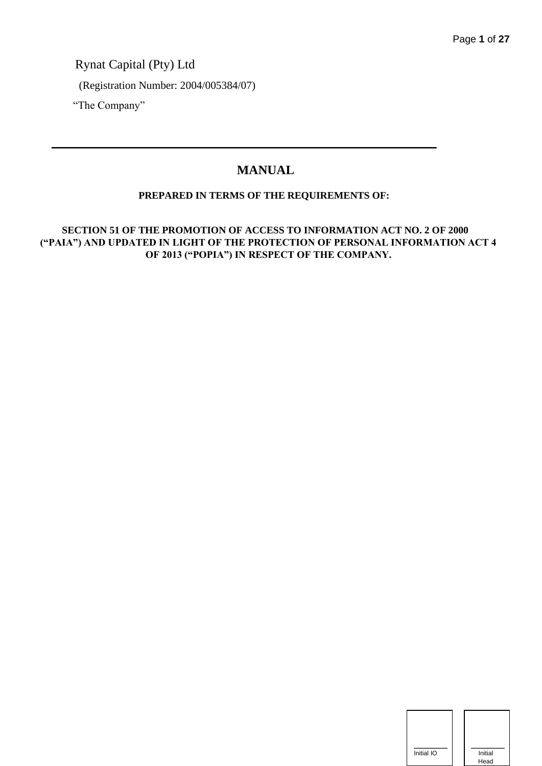Rynat Capital (Pty) Ltd

(Registration Number: 2004/005384/07)

"The Company"

---

# MANUAL

**PREPARED IN TERMS OF THE REQUIREMENTS OF:**

**SECTION 51 OF THE PROMOTION OF ACCESS TO INFORMATION ACT NO. 2 OF 2000 ("PAIA") AND UPDATED IN LIGHT OF THE PROTECTION OF PERSONAL INFORMATION ACT 4 OF 2013 ("POPIA") IN RESPECT OF THE COMPANY.**

| _______ Initial IO | _______ Initial Head |
|---|---|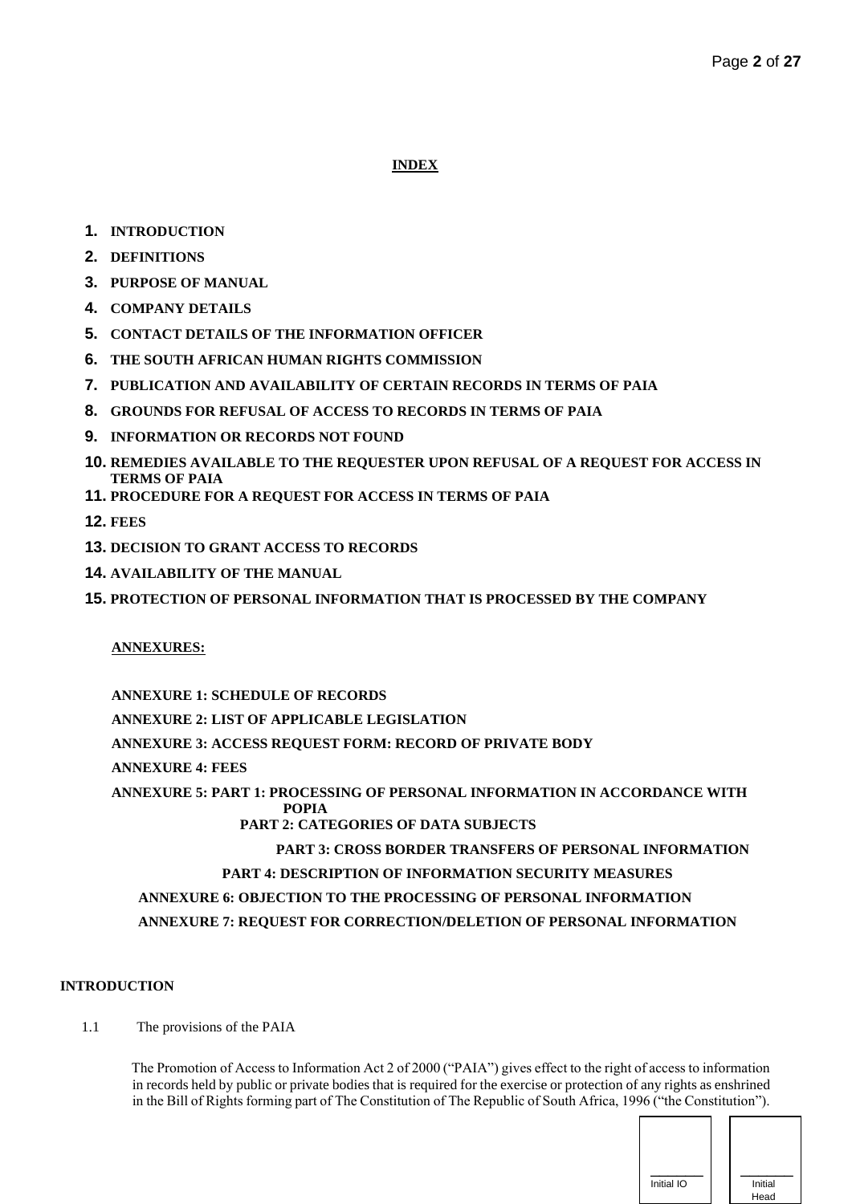**INDEX**

1. **INTRODUCTION**
2. **DEFINITIONS**
3. **PURPOSE OF MANUAL**
4. **COMPANY DETAILS**
5. **CONTACT DETAILS OF THE INFORMATION OFFICER**
6. **THE SOUTH AFRICAN HUMAN RIGHTS COMMISSION**
7. **PUBLICATION AND AVAILABILITY OF CERTAIN RECORDS IN TERMS OF PAIA**
8. **GROUNDS FOR REFUSAL OF ACCESS TO RECORDS IN TERMS OF PAIA**
9. **INFORMATION OR RECORDS NOT FOUND**
10. **REMEDIES AVAILABLE TO THE REQUESTER UPON REFUSAL OF A REQUEST FOR ACCESS IN TERMS OF PAIA**
11. **PROCEDURE FOR A REQUEST FOR ACCESS IN TERMS OF PAIA**
12. **FEES**
13. **DECISION TO GRANT ACCESS TO RECORDS**
14. **AVAILABILITY OF THE MANUAL**
15. **PROTECTION OF PERSONAL INFORMATION THAT IS PROCESSED BY THE COMPANY**

**ANNEXURES:**

**ANNEXURE 1: SCHEDULE OF RECORDS**

**ANNEXURE 2: LIST OF APPLICABLE LEGISLATION**

**ANNEXURE 3: ACCESS REQUEST FORM: RECORD OF PRIVATE BODY**

**ANNEXURE 4: FEES**

**ANNEXURE 5: PART 1: PROCESSING OF PERSONAL INFORMATION IN ACCORDANCE WITH POPIA**

**PART 2: CATEGORIES OF DATA SUBJECTS**

**PART 3: CROSS BORDER TRANSFERS OF PERSONAL INFORMATION**

**PART 4: DESCRIPTION OF INFORMATION SECURITY MEASURES**

**ANNEXURE 6: OBJECTION TO THE PROCESSING OF PERSONAL INFORMATION**

**ANNEXURE 7: REQUEST FOR CORRECTION/DELETION OF PERSONAL INFORMATION**

## INTRODUCTION

1.1 The provisions of the PAIA

The Promotion of Access to Information Act 2 of 2000 ("PAIA") gives effect to the right of access to information in records held by public or private bodies that is required for the exercise or protection of any rights as enshrined in the Bill of Rights forming part of The Constitution of The Republic of South Africa, 1996 ("the Constitution").

| | |
|---|---|
| Initial IO | Initial Head |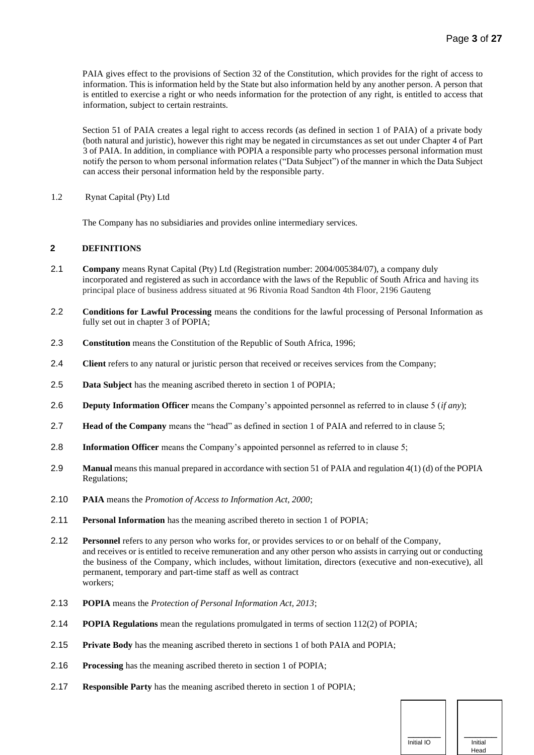PAIA gives effect to the provisions of Section 32 of the Constitution, which provides for the right of access to information. This is information held by the State but also information held by any another person. A person that is entitled to exercise a right or who needs information for the protection of any right, is entitled to access that information, subject to certain restraints.

Section 51 of PAIA creates a legal right to access records (as defined in section 1 of PAIA) of a private body (both natural and juristic), however this right may be negated in circumstances as set out under Chapter 4 of Part 3 of PAIA. In addition, in compliance with POPIA a responsible party who processes personal information must notify the person to whom personal information relates ("Data Subject") of the manner in which the Data Subject can access their personal information held by the responsible party.

1.2 Rynat Capital (Pty) Ltd

The Company has no subsidiaries and provides online intermediary services.

## 2 DEFINITIONS

2.1 **Company** means Rynat Capital (Pty) Ltd (Registration number: 2004/005384/07), a company duly incorporated and registered as such in accordance with the laws of the Republic of South Africa and having its principal place of business address situated at 96 Rivonia Road Sandton 4th Floor, 2196 Gauteng

2.2 **Conditions for Lawful Processing** means the conditions for the lawful processing of Personal Information as fully set out in chapter 3 of POPIA;

2.3 **Constitution** means the Constitution of the Republic of South Africa, 1996;

2.4 **Client** refers to any natural or juristic person that received or receives services from the Company;

2.5 **Data Subject** has the meaning ascribed thereto in section 1 of POPIA;

2.6 **Deputy Information Officer** means the Company's appointed personnel as referred to in clause 5 (*if any*);

2.7 **Head of the Company** means the "head" as defined in section 1 of PAIA and referred to in clause 5;

2.8 **Information Officer** means the Company's appointed personnel as referred to in clause 5;

2.9 **Manual** means this manual prepared in accordance with section 51 of PAIA and regulation 4(1) (d) of the POPIA Regulations;

2.10 **PAIA** means the *Promotion of Access to Information Act, 2000*;

2.11 **Personal Information** has the meaning ascribed thereto in section 1 of POPIA;

2.12 **Personnel** refers to any person who works for, or provides services to or on behalf of the Company, and receives or is entitled to receive remuneration and any other person who assists in carrying out or conducting the business of the Company, which includes, without limitation, directors (executive and non-executive), all permanent, temporary and part-time staff as well as contract workers;

2.13 **POPIA** means the *Protection of Personal Information Act, 2013*;

2.14 **POPIA Regulations** mean the regulations promulgated in terms of section 112(2) of POPIA;

2.15 **Private Body** has the meaning ascribed thereto in sections 1 of both PAIA and POPIA;

2.16 **Processing** has the meaning ascribed thereto in section 1 of POPIA;

2.17 **Responsible Party** has the meaning ascribed thereto in section 1 of POPIA;

Initial IO

Initial Head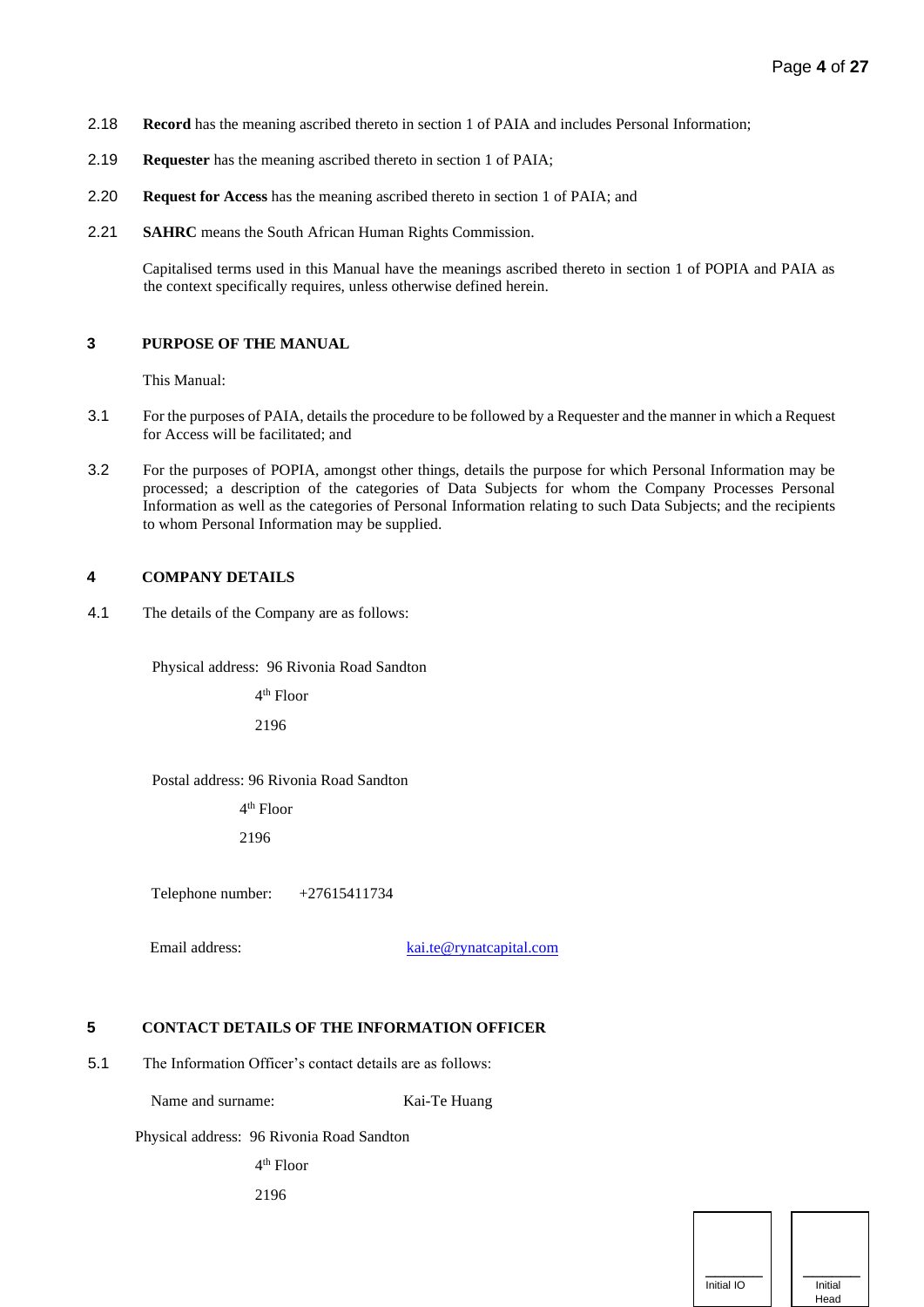2.18 **Record** has the meaning ascribed thereto in section 1 of PAIA and includes Personal Information;

2.19 **Requester** has the meaning ascribed thereto in section 1 of PAIA;

2.20 **Request for Access** has the meaning ascribed thereto in section 1 of PAIA; and

2.21 **SAHRC** means the South African Human Rights Commission.

Capitalised terms used in this Manual have the meanings ascribed thereto in section 1 of POPIA and PAIA as the context specifically requires, unless otherwise defined herein.

## 3 PURPOSE OF THE MANUAL

This Manual:

3.1 For the purposes of PAIA, details the procedure to be followed by a Requester and the manner in which a Request for Access will be facilitated; and

3.2 For the purposes of POPIA, amongst other things, details the purpose for which Personal Information may be processed; a description of the categories of Data Subjects for whom the Company Processes Personal Information as well as the categories of Personal Information relating to such Data Subjects; and the recipients to whom Personal Information may be supplied.

## 4 COMPANY DETAILS

4.1 The details of the Company are as follows:

Physical address: 96 Rivonia Road Sandton
4th Floor
2196

Postal address: 96 Rivonia Road Sandton
4th Floor
2196

Telephone number: +27615411734

Email address: kai.te@rynatcapital.com

## 5 CONTACT DETAILS OF THE INFORMATION OFFICER

5.1 The Information Officer's contact details are as follows:

Name and surname: Kai-Te Huang

Physical address: 96 Rivonia Road Sandton
4th Floor
2196

Initial IO

Initial Head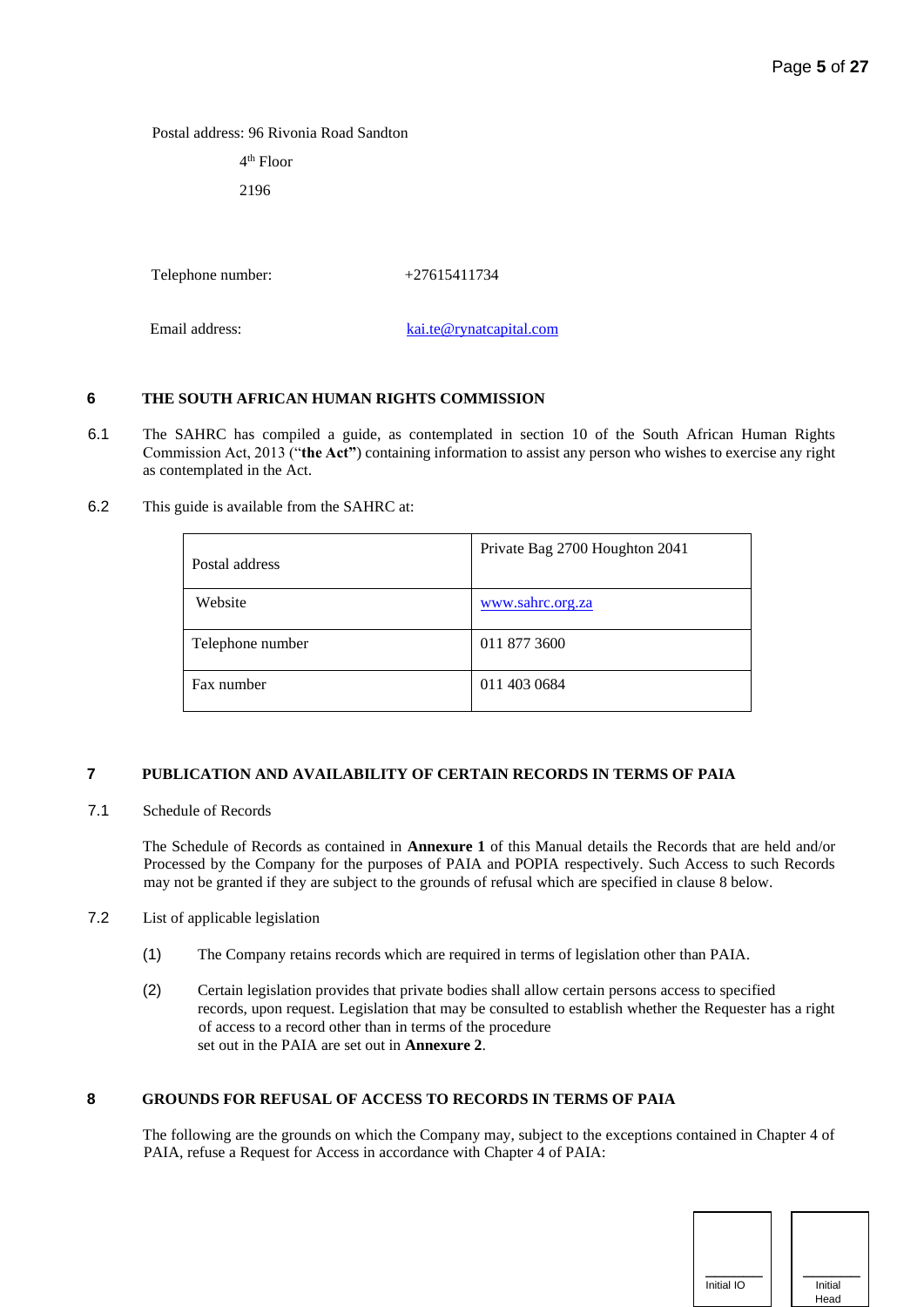Postal address: 96 Rivonia Road Sandton

4th Floor

2196

Telephone number: +27615411734

Email address: kai.te@rynatcapital.com

## 6 THE SOUTH AFRICAN HUMAN RIGHTS COMMISSION

6.1 The SAHRC has compiled a guide, as contemplated in section 10 of the South African Human Rights Commission Act, 2013 ("**the Act"**) containing information to assist any person who wishes to exercise any right as contemplated in the Act.

6.2 This guide is available from the SAHRC at:

| | |
|---|---|
| Postal address | Private Bag 2700 Houghton 2041 |
| Website | www.sahrc.org.za |
| Telephone number | 011 877 3600 |
| Fax number | 011 403 0684 |

## 7 PUBLICATION AND AVAILABILITY OF CERTAIN RECORDS IN TERMS OF PAIA

7.1 Schedule of Records

The Schedule of Records as contained in **Annexure 1** of this Manual details the Records that are held and/or Processed by the Company for the purposes of PAIA and POPIA respectively. Such Access to such Records may not be granted if they are subject to the grounds of refusal which are specified in clause 8 below.

7.2 List of applicable legislation

(1) The Company retains records which are required in terms of legislation other than PAIA.

(2) Certain legislation provides that private bodies shall allow certain persons access to specified records, upon request. Legislation that may be consulted to establish whether the Requester has a right of access to a record other than in terms of the procedure set out in the PAIA are set out in **Annexure 2**.

## 8 GROUNDS FOR REFUSAL OF ACCESS TO RECORDS IN TERMS OF PAIA

The following are the grounds on which the Company may, subject to the exceptions contained in Chapter 4 of PAIA, refuse a Request for Access in accordance with Chapter 4 of PAIA:

| | |
|---|---|
| Initial IO | Initial Head |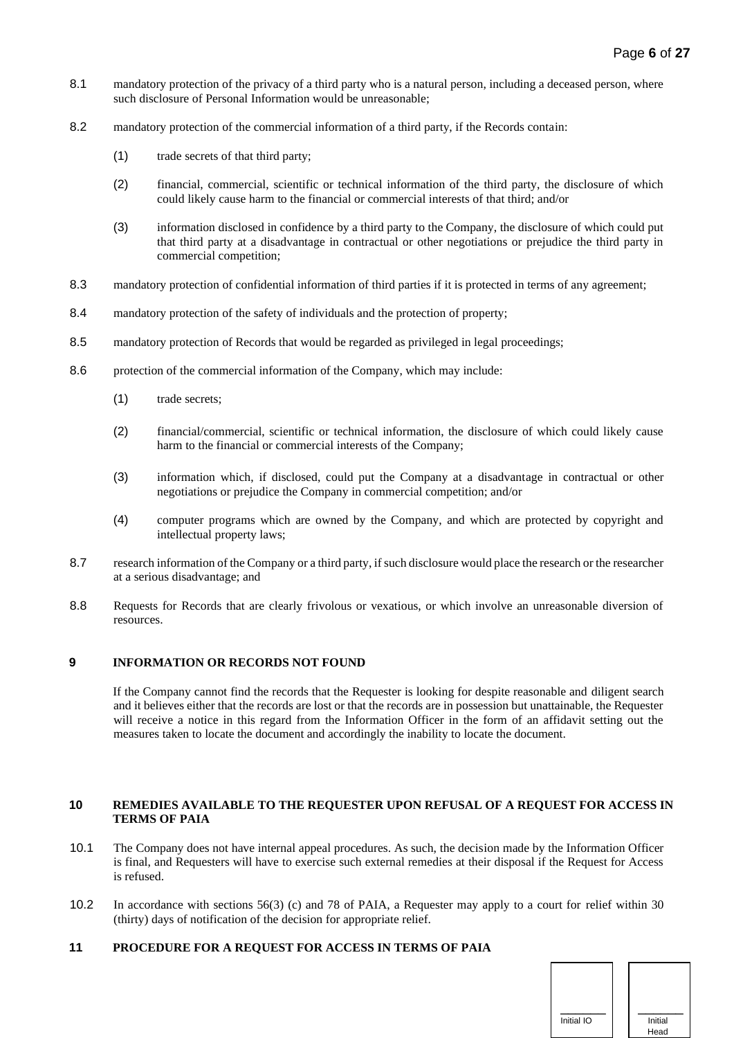8.1 mandatory protection of the privacy of a third party who is a natural person, including a deceased person, where such disclosure of Personal Information would be unreasonable;

8.2 mandatory protection of the commercial information of a third party, if the Records contain:

(1) trade secrets of that third party;

(2) financial, commercial, scientific or technical information of the third party, the disclosure of which could likely cause harm to the financial or commercial interests of that third; and/or

(3) information disclosed in confidence by a third party to the Company, the disclosure of which could put that third party at a disadvantage in contractual or other negotiations or prejudice the third party in commercial competition;

8.3 mandatory protection of confidential information of third parties if it is protected in terms of any agreement;

8.4 mandatory protection of the safety of individuals and the protection of property;

8.5 mandatory protection of Records that would be regarded as privileged in legal proceedings;

8.6 protection of the commercial information of the Company, which may include:

(1) trade secrets;

(2) financial/commercial, scientific or technical information, the disclosure of which could likely cause harm to the financial or commercial interests of the Company;

(3) information which, if disclosed, could put the Company at a disadvantage in contractual or other negotiations or prejudice the Company in commercial competition; and/or

(4) computer programs which are owned by the Company, and which are protected by copyright and intellectual property laws;

8.7 research information of the Company or a third party, if such disclosure would place the research or the researcher at a serious disadvantage; and

8.8 Requests for Records that are clearly frivolous or vexatious, or which involve an unreasonable diversion of resources.

## 9 INFORMATION OR RECORDS NOT FOUND

If the Company cannot find the records that the Requester is looking for despite reasonable and diligent search and it believes either that the records are lost or that the records are in possession but unattainable, the Requester will receive a notice in this regard from the Information Officer in the form of an affidavit setting out the measures taken to locate the document and accordingly the inability to locate the document.

## 10 REMEDIES AVAILABLE TO THE REQUESTER UPON REFUSAL OF A REQUEST FOR ACCESS IN TERMS OF PAIA

10.1 The Company does not have internal appeal procedures. As such, the decision made by the Information Officer is final, and Requesters will have to exercise such external remedies at their disposal if the Request for Access is refused.

10.2 In accordance with sections 56(3) (c) and 78 of PAIA, a Requester may apply to a court for relief within 30 (thirty) days of notification of the decision for appropriate relief.

## 11 PROCEDURE FOR A REQUEST FOR ACCESS IN TERMS OF PAIA

Initial IO

Initial Head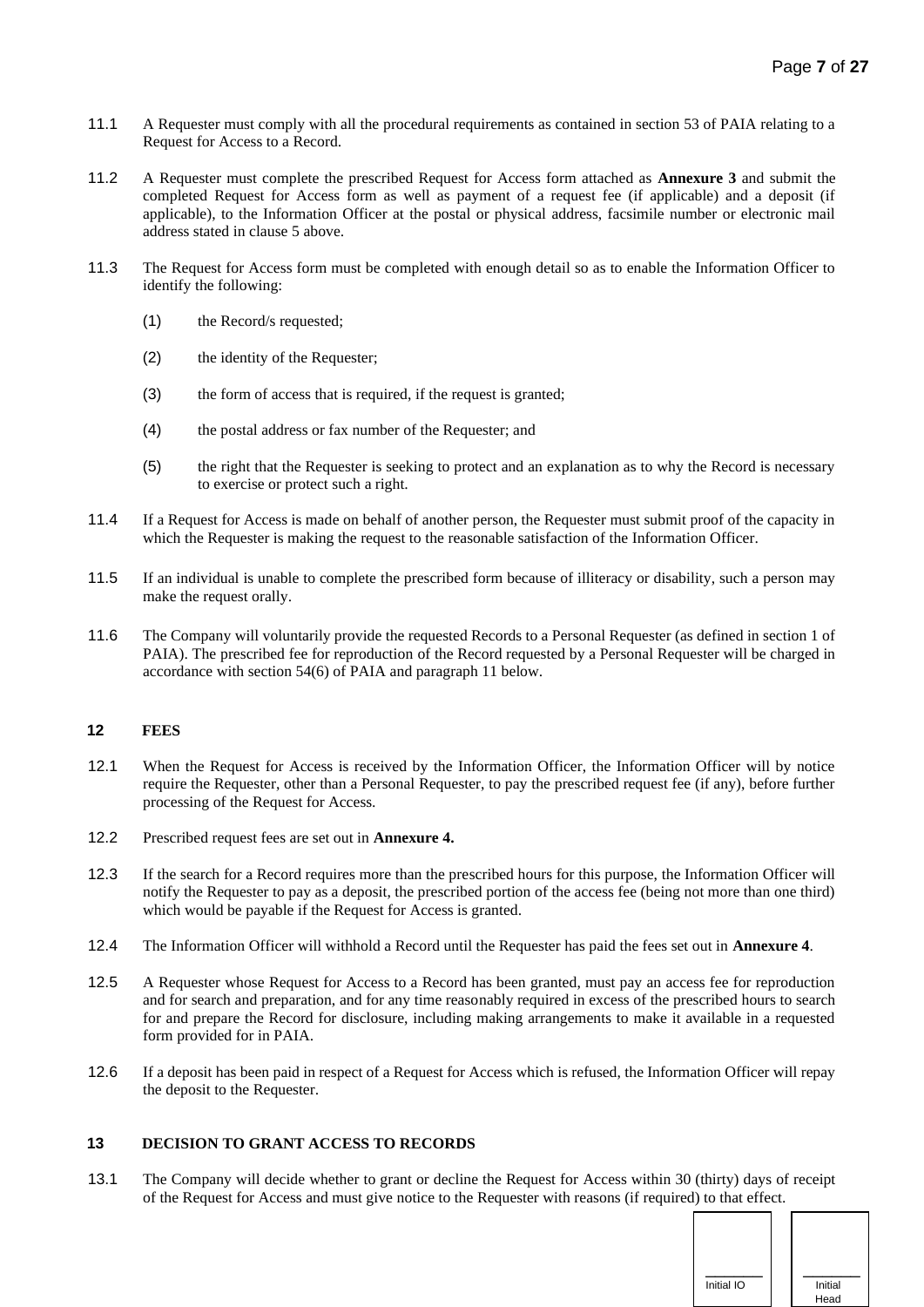11.1 A Requester must comply with all the procedural requirements as contained in section 53 of PAIA relating to a Request for Access to a Record.

11.2 A Requester must complete the prescribed Request for Access form attached as **Annexure 3** and submit the completed Request for Access form as well as payment of a request fee (if applicable) and a deposit (if applicable), to the Information Officer at the postal or physical address, facsimile number or electronic mail address stated in clause 5 above.

11.3 The Request for Access form must be completed with enough detail so as to enable the Information Officer to identify the following:

(1) the Record/s requested;

(2) the identity of the Requester;

(3) the form of access that is required, if the request is granted;

(4) the postal address or fax number of the Requester; and

(5) the right that the Requester is seeking to protect and an explanation as to why the Record is necessary to exercise or protect such a right.

11.4 If a Request for Access is made on behalf of another person, the Requester must submit proof of the capacity in which the Requester is making the request to the reasonable satisfaction of the Information Officer.

11.5 If an individual is unable to complete the prescribed form because of illiteracy or disability, such a person may make the request orally.

11.6 The Company will voluntarily provide the requested Records to a Personal Requester (as defined in section 1 of PAIA). The prescribed fee for reproduction of the Record requested by a Personal Requester will be charged in accordance with section 54(6) of PAIA and paragraph 11 below.

## 12 FEES

12.1 When the Request for Access is received by the Information Officer, the Information Officer will by notice require the Requester, other than a Personal Requester, to pay the prescribed request fee (if any), before further processing of the Request for Access.

12.2 Prescribed request fees are set out in **Annexure 4.**

12.3 If the search for a Record requires more than the prescribed hours for this purpose, the Information Officer will notify the Requester to pay as a deposit, the prescribed portion of the access fee (being not more than one third) which would be payable if the Request for Access is granted.

12.4 The Information Officer will withhold a Record until the Requester has paid the fees set out in **Annexure 4**.

12.5 A Requester whose Request for Access to a Record has been granted, must pay an access fee for reproduction and for search and preparation, and for any time reasonably required in excess of the prescribed hours to search for and prepare the Record for disclosure, including making arrangements to make it available in a requested form provided for in PAIA.

12.6 If a deposit has been paid in respect of a Request for Access which is refused, the Information Officer will repay the deposit to the Requester.

## 13 DECISION TO GRANT ACCESS TO RECORDS

13.1 The Company will decide whether to grant or decline the Request for Access within 30 (thirty) days of receipt of the Request for Access and must give notice to the Requester with reasons (if required) to that effect.

| | |
|---|---|
| Initial IO | Initial Head |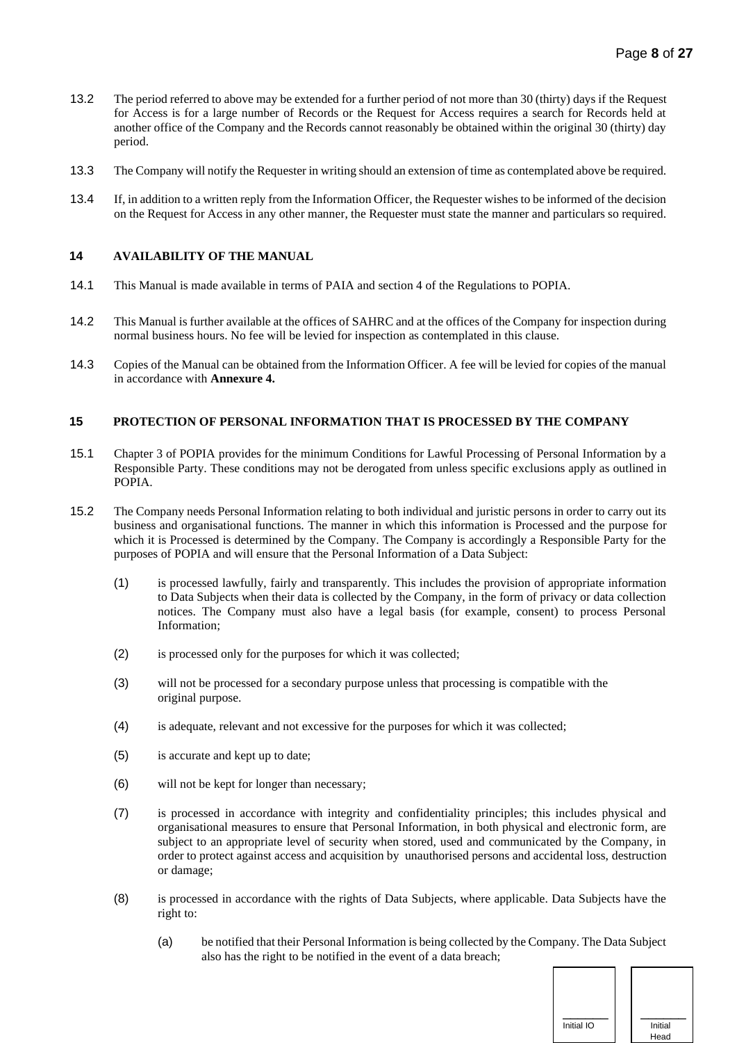13.2 The period referred to above may be extended for a further period of not more than 30 (thirty) days if the Request for Access is for a large number of Records or the Request for Access requires a search for Records held at another office of the Company and the Records cannot reasonably be obtained within the original 30 (thirty) day period.

13.3 The Company will notify the Requester in writing should an extension of time as contemplated above be required.

13.4 If, in addition to a written reply from the Information Officer, the Requester wishes to be informed of the decision on the Request for Access in any other manner, the Requester must state the manner and particulars so required.

## 14 AVAILABILITY OF THE MANUAL

14.1 This Manual is made available in terms of PAIA and section 4 of the Regulations to POPIA.

14.2 This Manual is further available at the offices of SAHRC and at the offices of the Company for inspection during normal business hours. No fee will be levied for inspection as contemplated in this clause.

14.3 Copies of the Manual can be obtained from the Information Officer. A fee will be levied for copies of the manual in accordance with **Annexure 4.**

## 15 PROTECTION OF PERSONAL INFORMATION THAT IS PROCESSED BY THE COMPANY

15.1 Chapter 3 of POPIA provides for the minimum Conditions for Lawful Processing of Personal Information by a Responsible Party. These conditions may not be derogated from unless specific exclusions apply as outlined in POPIA.

15.2 The Company needs Personal Information relating to both individual and juristic persons in order to carry out its business and organisational functions. The manner in which this information is Processed and the purpose for which it is Processed is determined by the Company. The Company is accordingly a Responsible Party for the purposes of POPIA and will ensure that the Personal Information of a Data Subject:

(1) is processed lawfully, fairly and transparently. This includes the provision of appropriate information to Data Subjects when their data is collected by the Company, in the form of privacy or data collection notices. The Company must also have a legal basis (for example, consent) to process Personal Information;

(2) is processed only for the purposes for which it was collected;

(3) will not be processed for a secondary purpose unless that processing is compatible with the original purpose.

(4) is adequate, relevant and not excessive for the purposes for which it was collected;

(5) is accurate and kept up to date;

(6) will not be kept for longer than necessary;

(7) is processed in accordance with integrity and confidentiality principles; this includes physical and organisational measures to ensure that Personal Information, in both physical and electronic form, are subject to an appropriate level of security when stored, used and communicated by the Company, in order to protect against access and acquisition by unauthorised persons and accidental loss, destruction or damage;

(8) is processed in accordance with the rights of Data Subjects, where applicable. Data Subjects have the right to:

(a) be notified that their Personal Information is being collected by the Company. The Data Subject also has the right to be notified in the event of a data breach;

Initial IO | Initial Head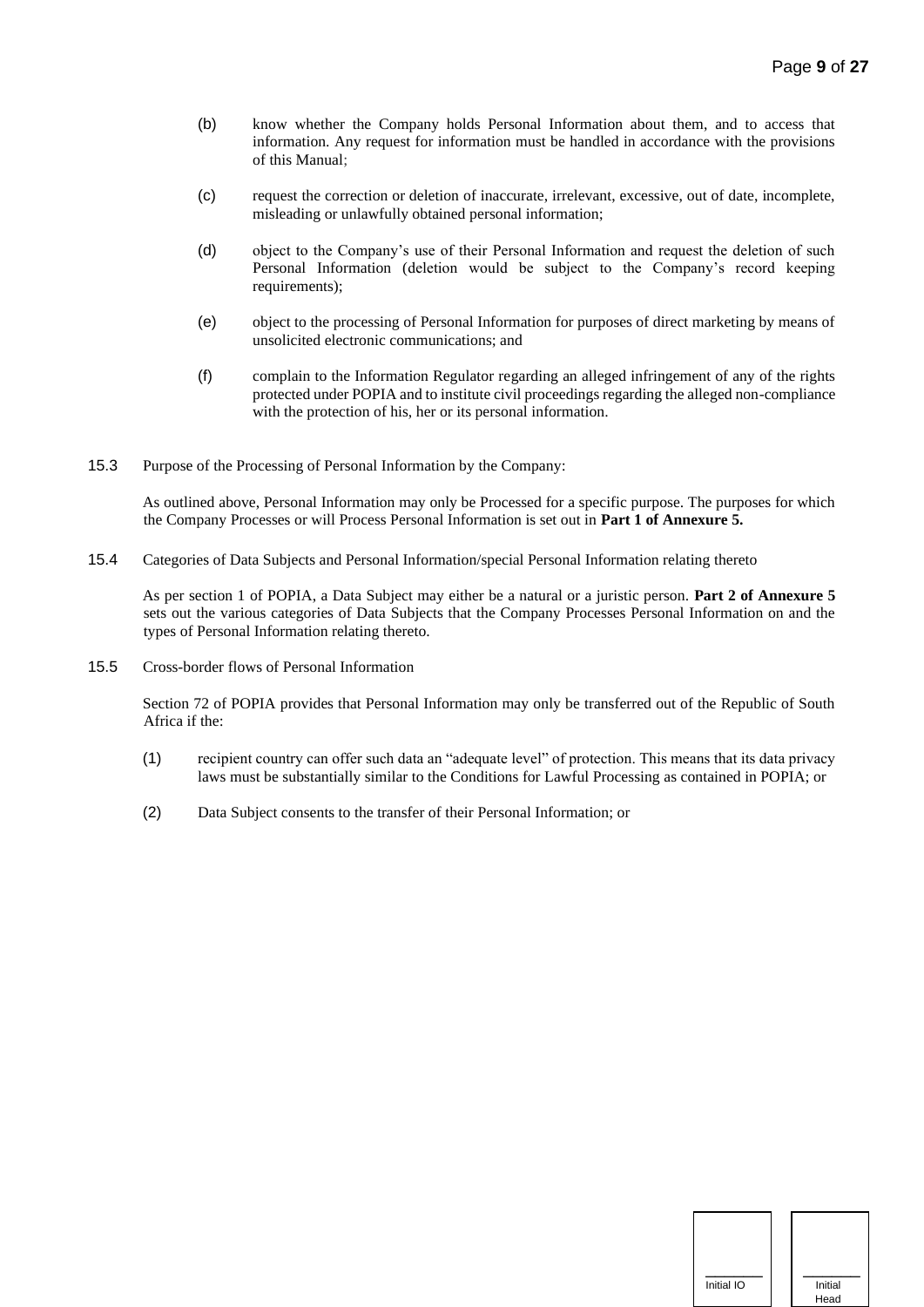(b) know whether the Company holds Personal Information about them, and to access that information. Any request for information must be handled in accordance with the provisions of this Manual;

(c) request the correction or deletion of inaccurate, irrelevant, excessive, out of date, incomplete, misleading or unlawfully obtained personal information;

(d) object to the Company's use of their Personal Information and request the deletion of such Personal Information (deletion would be subject to the Company's record keeping requirements);

(e) object to the processing of Personal Information for purposes of direct marketing by means of unsolicited electronic communications; and

(f) complain to the Information Regulator regarding an alleged infringement of any of the rights protected under POPIA and to institute civil proceedings regarding the alleged non-compliance with the protection of his, her or its personal information.

15.3 Purpose of the Processing of Personal Information by the Company:

As outlined above, Personal Information may only be Processed for a specific purpose. The purposes for which the Company Processes or will Process Personal Information is set out in **Part 1 of Annexure 5.**

15.4 Categories of Data Subjects and Personal Information/special Personal Information relating thereto

As per section 1 of POPIA, a Data Subject may either be a natural or a juristic person. **Part 2 of Annexure 5** sets out the various categories of Data Subjects that the Company Processes Personal Information on and the types of Personal Information relating thereto.

15.5 Cross-border flows of Personal Information

Section 72 of POPIA provides that Personal Information may only be transferred out of the Republic of South Africa if the:

(1) recipient country can offer such data an "adequate level" of protection. This means that its data privacy laws must be substantially similar to the Conditions for Lawful Processing as contained in POPIA; or

(2) Data Subject consents to the transfer of their Personal Information; or

Initial IO | Initial Head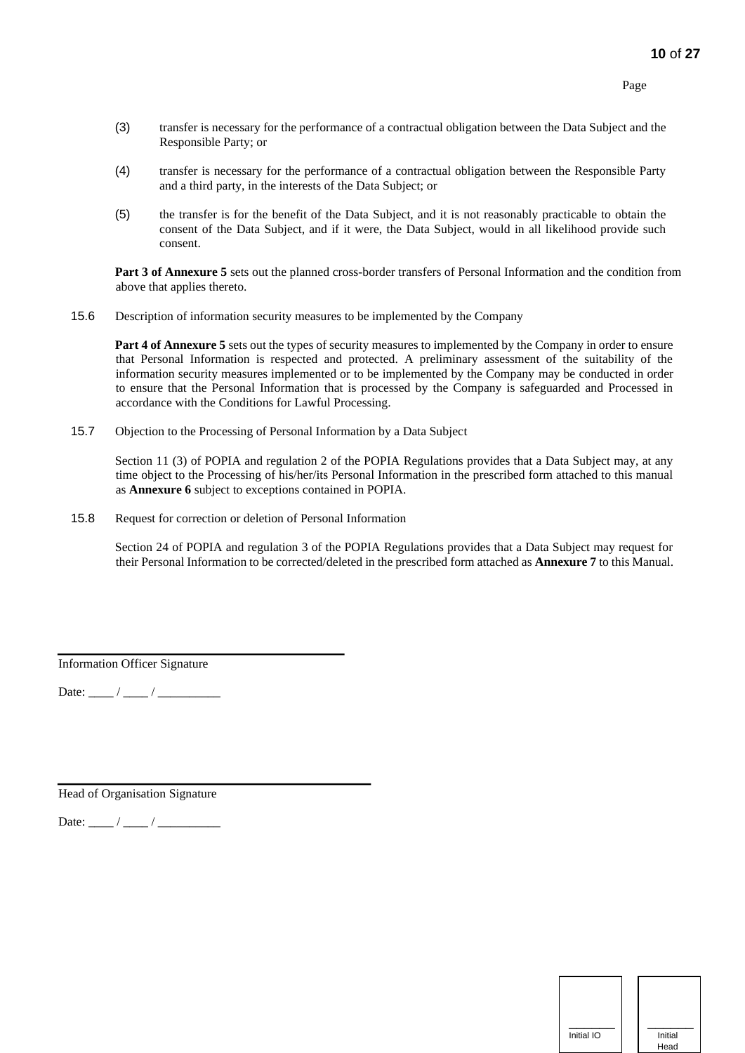(3) transfer is necessary for the performance of a contractual obligation between the Data Subject and the Responsible Party; or

(4) transfer is necessary for the performance of a contractual obligation between the Responsible Party and a third party, in the interests of the Data Subject; or

(5) the transfer is for the benefit of the Data Subject, and it is not reasonably practicable to obtain the consent of the Data Subject, and if it were, the Data Subject, would in all likelihood provide such consent.

**Part 3 of Annexure 5** sets out the planned cross-border transfers of Personal Information and the condition from above that applies thereto.

15.6 Description of information security measures to be implemented by the Company

**Part 4 of Annexure 5** sets out the types of security measures to implemented by the Company in order to ensure that Personal Information is respected and protected. A preliminary assessment of the suitability of the information security measures implemented or to be implemented by the Company may be conducted in order to ensure that the Personal Information that is processed by the Company is safeguarded and Processed in accordance with the Conditions for Lawful Processing.

15.7 Objection to the Processing of Personal Information by a Data Subject

Section 11 (3) of POPIA and regulation 2 of the POPIA Regulations provides that a Data Subject may, at any time object to the Processing of his/her/its Personal Information in the prescribed form attached to this manual as **Annexure 6** subject to exceptions contained in POPIA.

15.8 Request for correction or deletion of Personal Information

Section 24 of POPIA and regulation 3 of the POPIA Regulations provides that a Data Subject may request for their Personal Information to be corrected/deleted in the prescribed form attached as **Annexure 7** to this Manual.

_______________________________________

Information Officer Signature

Date: ____ / ____ / __________

_______________________________________

Head of Organisation Signature

Date: ____ / ____ / __________

| | |
|---|---|
| Initial IO | Initial Head |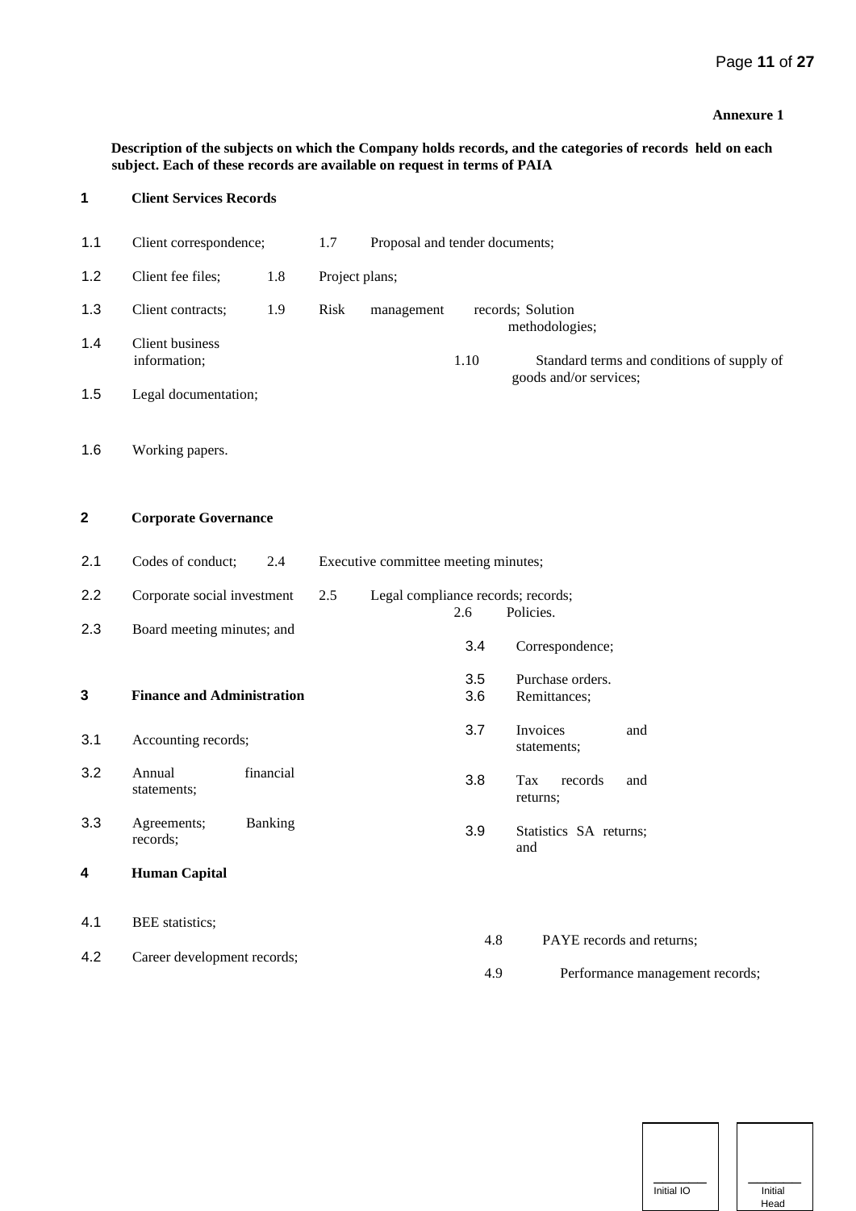**Annexure 1**

**Description of the subjects on which the Company holds records, and the categories of records held on each subject. Each of these records are available on request in terms of PAIA**

## 1 Client Services Records

- 1.1 Client correspondence;
- 1.2 Client fee files;
- 1.3 Client contracts;
- 1.4 Client business information;
- 1.5 Legal documentation;
- 1.6 Working papers.
- 1.7 Proposal and tender documents;
- 1.8 Project plans;
- 1.9 Risk management records; Solution methodologies;
- 1.10 Standard terms and conditions of supply of goods and/or services;

## 2 Corporate Governance

- 2.1 Codes of conduct;
- 2.2 Corporate social investment records;
- 2.3 Board meeting minutes; and
- 2.4 Executive committee meeting minutes;
- 2.5 Legal compliance records;
- 2.6 Policies.

## 3 Finance and Administration

- 3.1 Accounting records;
- 3.2 Annual financial statements;
- 3.3 Agreements; Banking records;
- 3.4 Correspondence;
- 3.5 Purchase orders.
- 3.6 Remittances;
- 3.7 Invoices and statements;
- 3.8 Tax records and returns;
- 3.9 Statistics SA returns; and

## 4 Human Capital

- 4.1 BEE statistics;
- 4.2 Career development records;
- 4.8 PAYE records and returns;
- 4.9 Performance management records;

| Initial IO | Initial Head |
|---|---|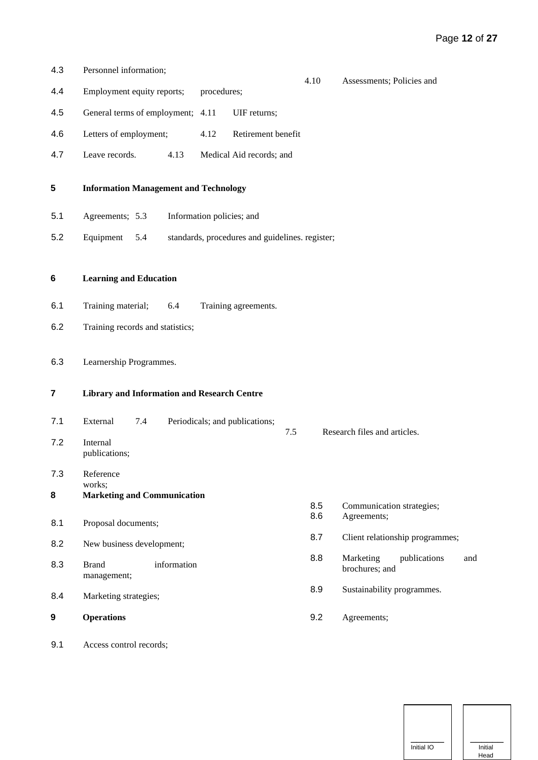4.3 Personnel information;

4.4 Employment equity reports;

4.5 General terms of employment;

4.6 Letters of employment;

4.7 Leave records.

4.10 Assessments; Policies and procedures;

4.11 UIF returns;

4.12 Retirement benefit

4.13 Medical Aid records; and

**5 Information Management and Technology**

5.1 Agreements;

5.2 Equipment register;

5.3 Information policies; and

5.4 standards, procedures and guidelines.

**6 Learning and Education**

6.1 Training material;

6.2 Training records and statistics;

6.3 Learnership Programmes.

6.4 Training agreements.

**7 Library and Information and Research Centre**

7.1 External publications;

7.2 Internal publications;

7.3 Reference works;

7.4 Periodicals; and

7.5 Research files and articles.

**8 Marketing and Communication**

8.1 Proposal documents;

8.2 New business development;

8.3 Brand information management;

8.4 Marketing strategies;

8.5 Communication strategies;

8.6 Agreements;

8.7 Client relationship programmes;

8.8 Marketing publications and brochures; and

8.9 Sustainability programmes.

**9 Operations**

9.1 Access control records;

9.2 Agreements;

Initial IO

Initial Head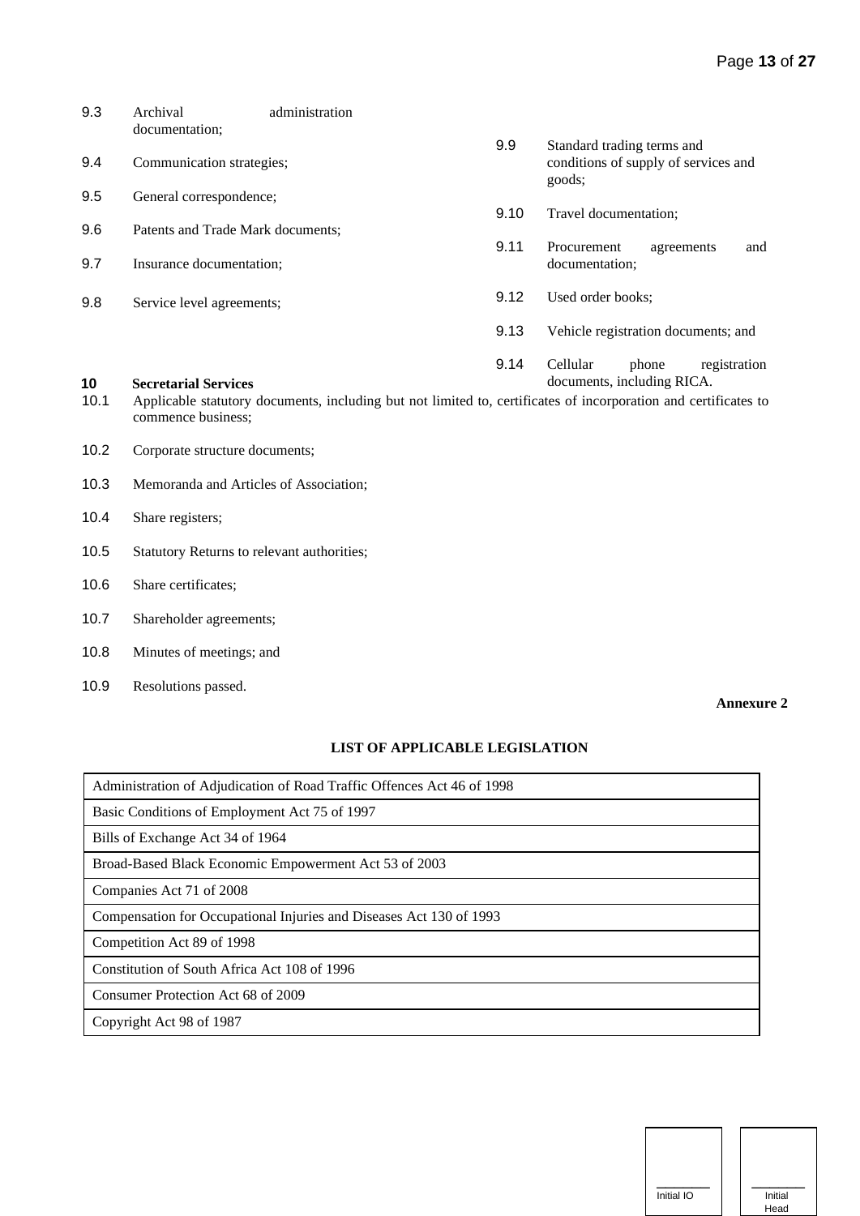9.3 Archival administration documentation;

9.4 Communication strategies;

9.5 General correspondence;

9.6 Patents and Trade Mark documents;

9.7 Insurance documentation;

9.8 Service level agreements;

9.9 Standard trading terms and conditions of supply of services and goods;

9.10 Travel documentation;

9.11 Procurement agreements and documentation;

9.12 Used order books;

9.13 Vehicle registration documents; and

9.14 Cellular phone registration documents, including RICA.

**10 Secretarial Services**

10.1 Applicable statutory documents, including but not limited to, certificates of incorporation and certificates to commence business;

10.2 Corporate structure documents;

10.3 Memoranda and Articles of Association;

10.4 Share registers;

10.5 Statutory Returns to relevant authorities;

10.6 Share certificates;

10.7 Shareholder agreements;

10.8 Minutes of meetings; and

10.9 Resolutions passed.

**Annexure 2**

**LIST OF APPLICABLE LEGISLATION**

| |
|---|
| Administration of Adjudication of Road Traffic Offences Act 46 of 1998 |
| Basic Conditions of Employment Act 75 of 1997 |
| Bills of Exchange Act 34 of 1964 |
| Broad-Based Black Economic Empowerment Act 53 of 2003 |
| Companies Act 71 of 2008 |
| Compensation for Occupational Injuries and Diseases Act 130 of 1993 |
| Competition Act 89 of 1998 |
| Constitution of South Africa Act 108 of 1996 |
| Consumer Protection Act 68 of 2009 |
| Copyright Act 98 of 1987 |

Initial IO

Initial Head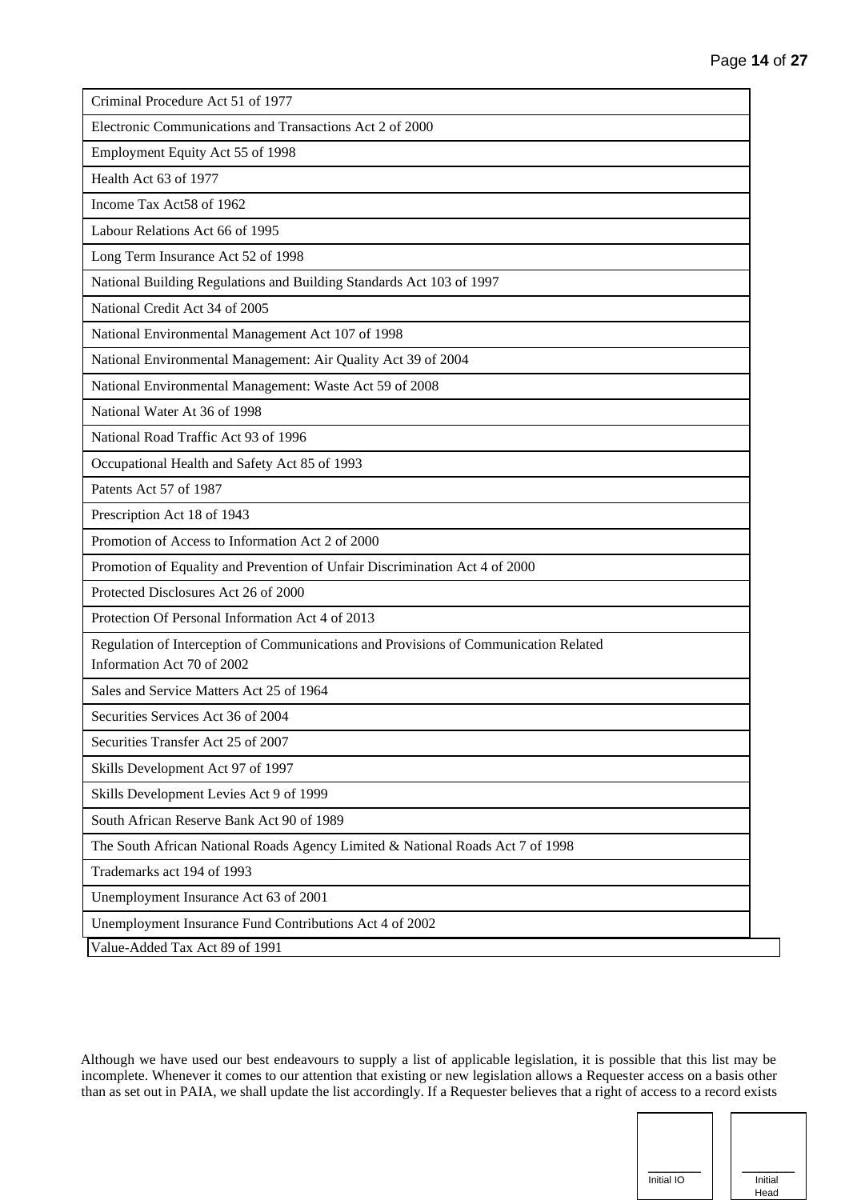| |
|---|
| Criminal Procedure Act 51 of 1977 |
| Electronic Communications and Transactions Act 2 of 2000 |
| Employment Equity Act 55 of 1998 |
| Health Act 63 of 1977 |
| Income Tax Act58 of 1962 |
| Labour Relations Act 66 of 1995 |
| Long Term Insurance Act 52 of 1998 |
| National Building Regulations and Building Standards Act 103 of 1997 |
| National Credit Act 34 of 2005 |
| National Environmental Management Act 107 of 1998 |
| National Environmental Management: Air Quality Act 39 of 2004 |
| National Environmental Management: Waste Act 59 of 2008 |
| National Water At 36 of 1998 |
| National Road Traffic Act 93 of 1996 |
| Occupational Health and Safety Act 85 of 1993 |
| Patents Act 57 of 1987 |
| Prescription Act 18 of 1943 |
| Promotion of Access to Information Act 2 of 2000 |
| Promotion of Equality and Prevention of Unfair Discrimination Act 4 of 2000 |
| Protected Disclosures Act 26 of 2000 |
| Protection Of Personal Information Act 4 of 2013 |
| Regulation of Interception of Communications and Provisions of Communication Related Information Act 70 of 2002 |
| Sales and Service Matters Act 25 of 1964 |
| Securities Services Act 36 of 2004 |
| Securities Transfer Act 25 of 2007 |
| Skills Development Act 97 of 1997 |
| Skills Development Levies Act 9 of 1999 |
| South African Reserve Bank Act 90 of 1989 |
| The South African National Roads Agency Limited & National Roads Act 7 of 1998 |
| Trademarks act 194 of 1993 |
| Unemployment Insurance Act 63 of 2001 |
| Unemployment Insurance Fund Contributions Act 4 of 2002 |
| Value-Added Tax Act 89 of 1991 |

Although we have used our best endeavours to supply a list of applicable legislation, it is possible that this list may be incomplete. Whenever it comes to our attention that existing or new legislation allows a Requester access on a basis other than as set out in PAIA, we shall update the list accordingly. If a Requester believes that a right of access to a record exists

Initial IO

Initial Head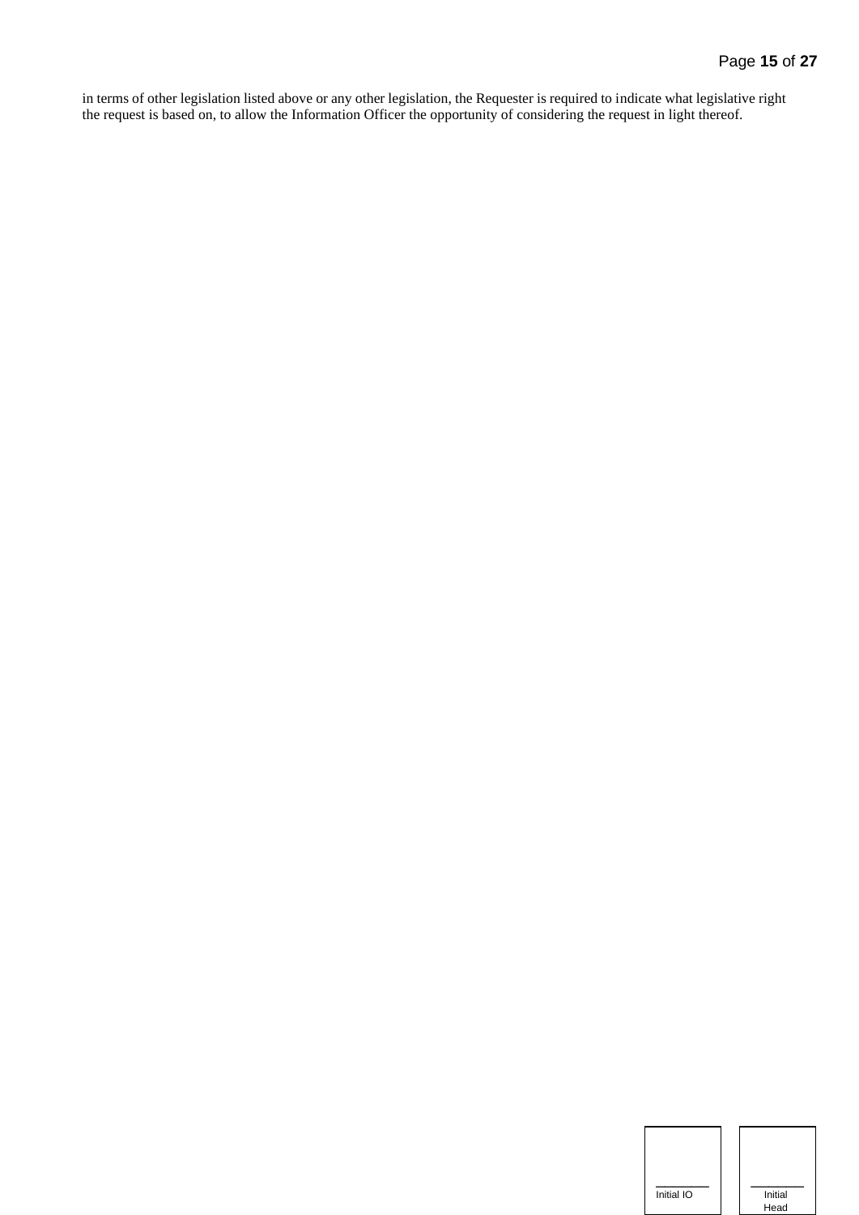in terms of other legislation listed above or any other legislation, the Requester is required to indicate what legislative right the request is based on, to allow the Information Officer the opportunity of considering the request in light thereof.

| | |
|---|---|
| Initial IO | Initial Head |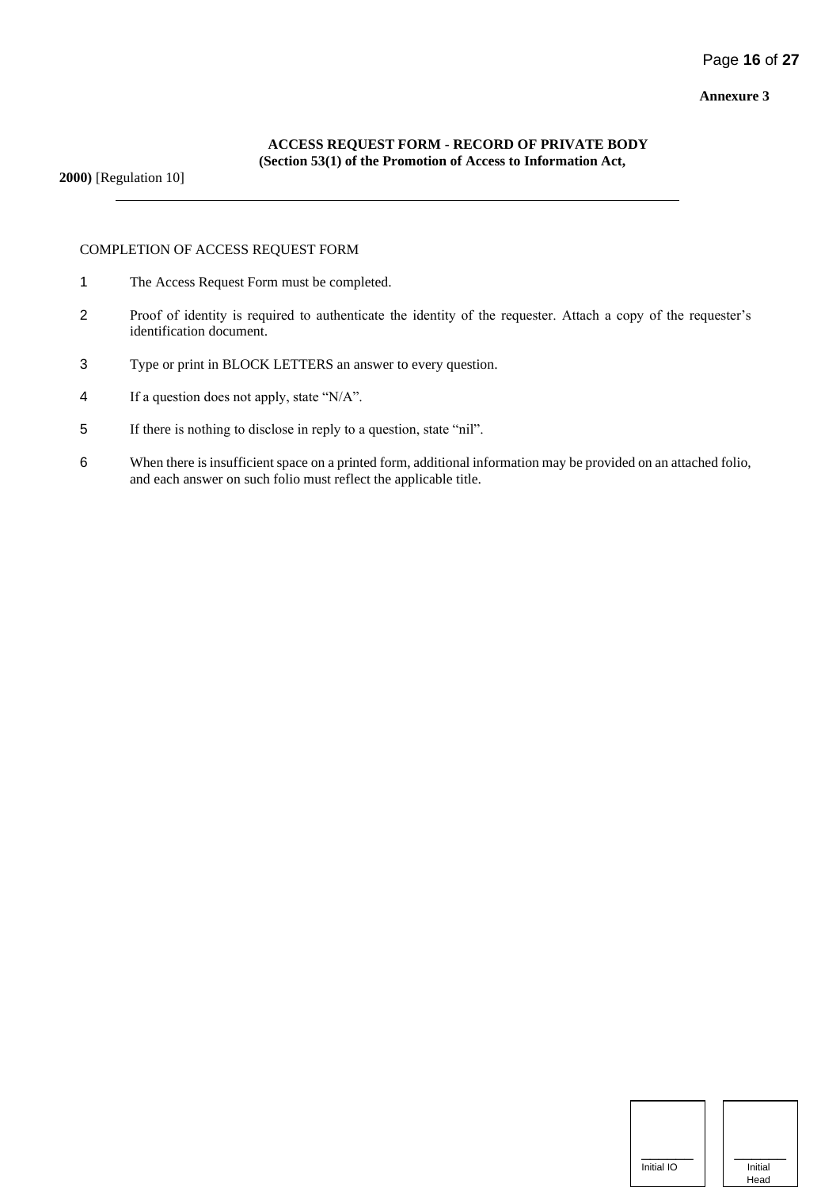**Annexure 3**

**ACCESS REQUEST FORM - RECORD OF PRIVATE BODY**
**(Section 53(1) of the Promotion of Access to Information Act, 2000)** [Regulation 10]

---

COMPLETION OF ACCESS REQUEST FORM

1. The Access Request Form must be completed.
2. Proof of identity is required to authenticate the identity of the requester. Attach a copy of the requester's identification document.
3. Type or print in BLOCK LETTERS an answer to every question.
4. If a question does not apply, state "N/A".
5. If there is nothing to disclose in reply to a question, state "nil".
6. When there is insufficient space on a printed form, additional information may be provided on an attached folio, and each answer on such folio must reflect the applicable title.

| | |
|---|---|
| Initial IO | Initial Head |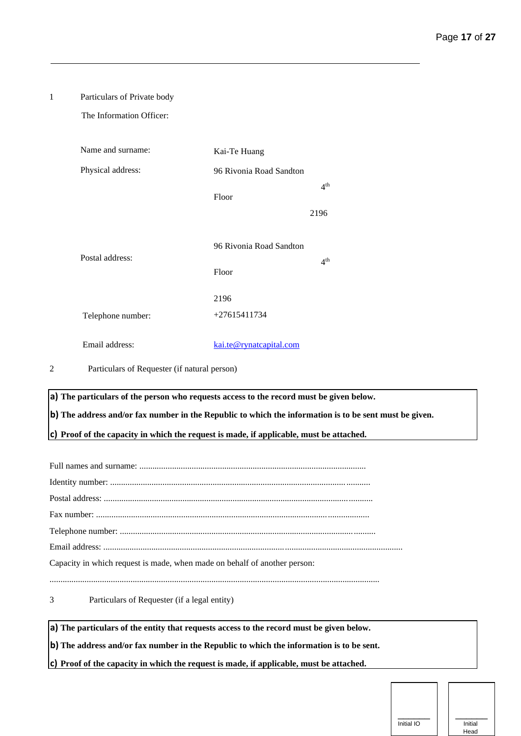1 Particulars of Private body

The Information Officer:

| | |
|---|---|
| Name and surname: | Kai-Te Huang |
| Physical address: | 96 Rivonia Road Sandton 4th Floor 2196 |
| Postal address: | 96 Rivonia Road Sandton 4th Floor 2196 |
| Telephone number: | +27615411734 |
| Email address: | kai.te@rynatcapital.com |

2 Particulars of Requester (if natural person)

**a) The particulars of the person who requests access to the record must be given below.**

**b) The address and/or fax number in the Republic to which the information is to be sent must be given.**

**c) Proof of the capacity in which the request is made, if applicable, must be attached.**

Full names and surname: ......................................................................................................

Identity number: ......................................................................................................................

Postal address: ........................................................................................................................

Fax number: ............................................................................................................................

Telephone number: ..................................................................................................................

Email address: ..........................................................................................................................................

Capacity in which request is made, when made on behalf of another person:

.......................................................................................................................................................

3 Particulars of Requester (if a legal entity)

**a) The particulars of the entity that requests access to the record must be given below.**

**b) The address and/or fax number in the Republic to which the information is to be sent.**

**c) Proof of the capacity in which the request is made, if applicable, must be attached.**

Initial IO

Initial Head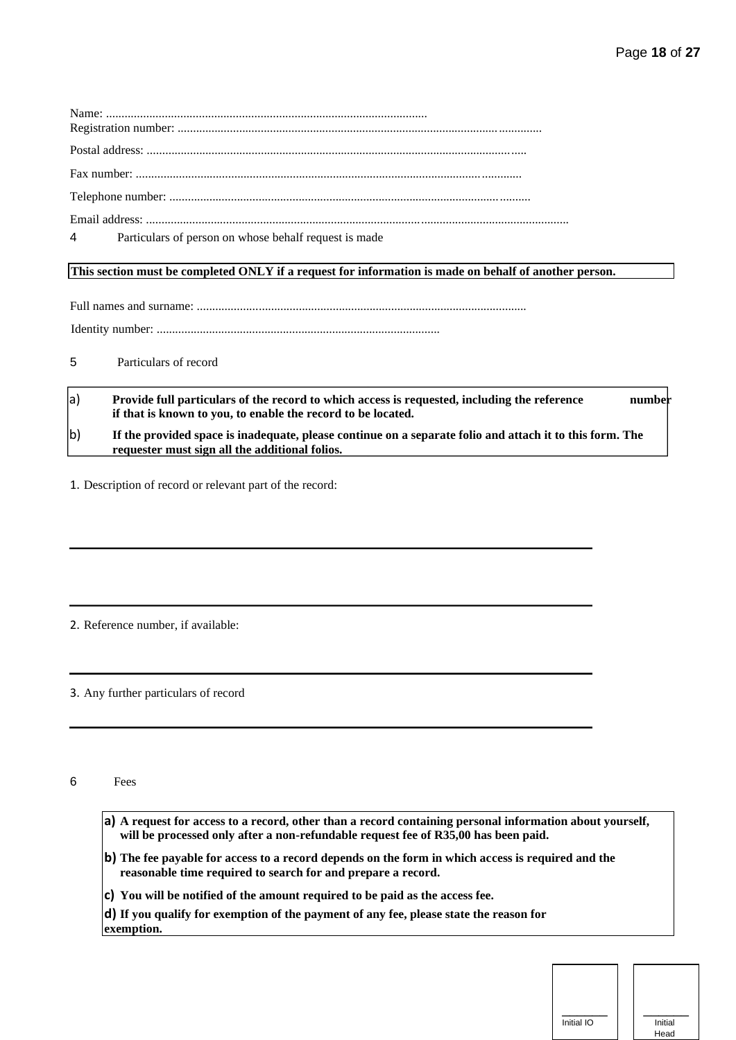Name: .......................................................................................................
Registration number: ...................................................................................................................

Postal address: ..........................................................................................................................

Fax number: ............................................................................................................................

Telephone number: ...................................................................................................................

Email address: ............................................................................................................................................

4 Particulars of person on whose behalf request is made

| |
|---|
| **This section must be completed ONLY if a request for information is made on behalf of another person.** |

Full names and surname: ..........................................................................................................

Identity number: ...........................................................................................

5 Particulars of record

| | |
|---|---|
| a) | **Provide full particulars of the record to which access is requested, including the reference number if that is known to you, to enable the record to be located.** |
| b) | **If the provided space is inadequate, please continue on a separate folio and attach it to this form. The requester must sign all the additional folios.** |

1. Description of record or relevant part of the record:

___

___

2. Reference number, if available:

___

3. Any further particulars of record

___

6 Fees

| |
|---|
| **a)** **A request for access to a record, other than a record containing personal information about yourself, will be processed only after a non-refundable request fee of R35,00 has been paid.** |
| **b)** **The fee payable for access to a record depends on the form in which access is required and the reasonable time required to search for and prepare a record.** |
| **c)** **You will be notified of the amount required to be paid as the access fee.** |
| **d)** **If you qualify for exemption of the payment of any fee, please state the reason for exemption.** |

| | |
|---|---|
| Initial IO | Initial Head |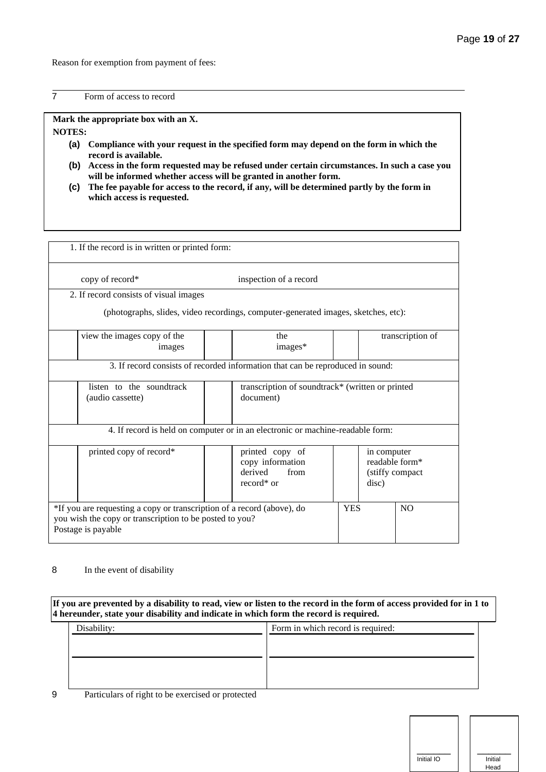Reason for exemption from payment of fees:

7 Form of access to record

**Mark the appropriate box with an X.**

**NOTES:**

- **(a)** **Compliance with your request in the specified form may depend on the form in which the record is available.**
- **(b)** **Access in the form requested may be refused under certain circumstances. In such a case you will be informed whether access will be granted in another form.**
- **(c)** **The fee payable for access to the record, if any, will be determined partly by the form in which access is requested.**

| | | | | | | |
|---|---|---|---|---|---|---|
| 1. If the record is in written or printed form: | | | | | | |
| copy of record* | | inspection of a record | | | | |
| 2. If record consists of visual images (photographs, slides, video recordings, computer-generated images, sketches, etc): | | | | | | |
| | view the images copy of the images | | the images* | | transcription of | |
| 3. If record consists of recorded information that can be reproduced in sound: | | | | | | |
| | listen to the soundtrack (audio cassette) | | transcription of soundtrack* (written or printed document) | | | |
| 4. If record is held on computer or in an electronic or machine-readable form: | | | | | | |
| | printed copy of record* | | printed copy of copy information derived from record* or | | in computer readable form* (stiffy compact disc) | |
| *If you are requesting a copy or transcription of a record (above), do you wish the copy or transcription to be posted to you? Postage is payable | | | | YES | | NO |

8 In the event of disability

**If you are prevented by a disability to read, view or listen to the record in the form of access provided for in 1 to 4 hereunder, state your disability and indicate in which form the record is required.**

| Disability: | Form in which record is required: |
|---|---|
| | |
| | |

9 Particulars of right to be exercised or protected

Initial IO

Initial Head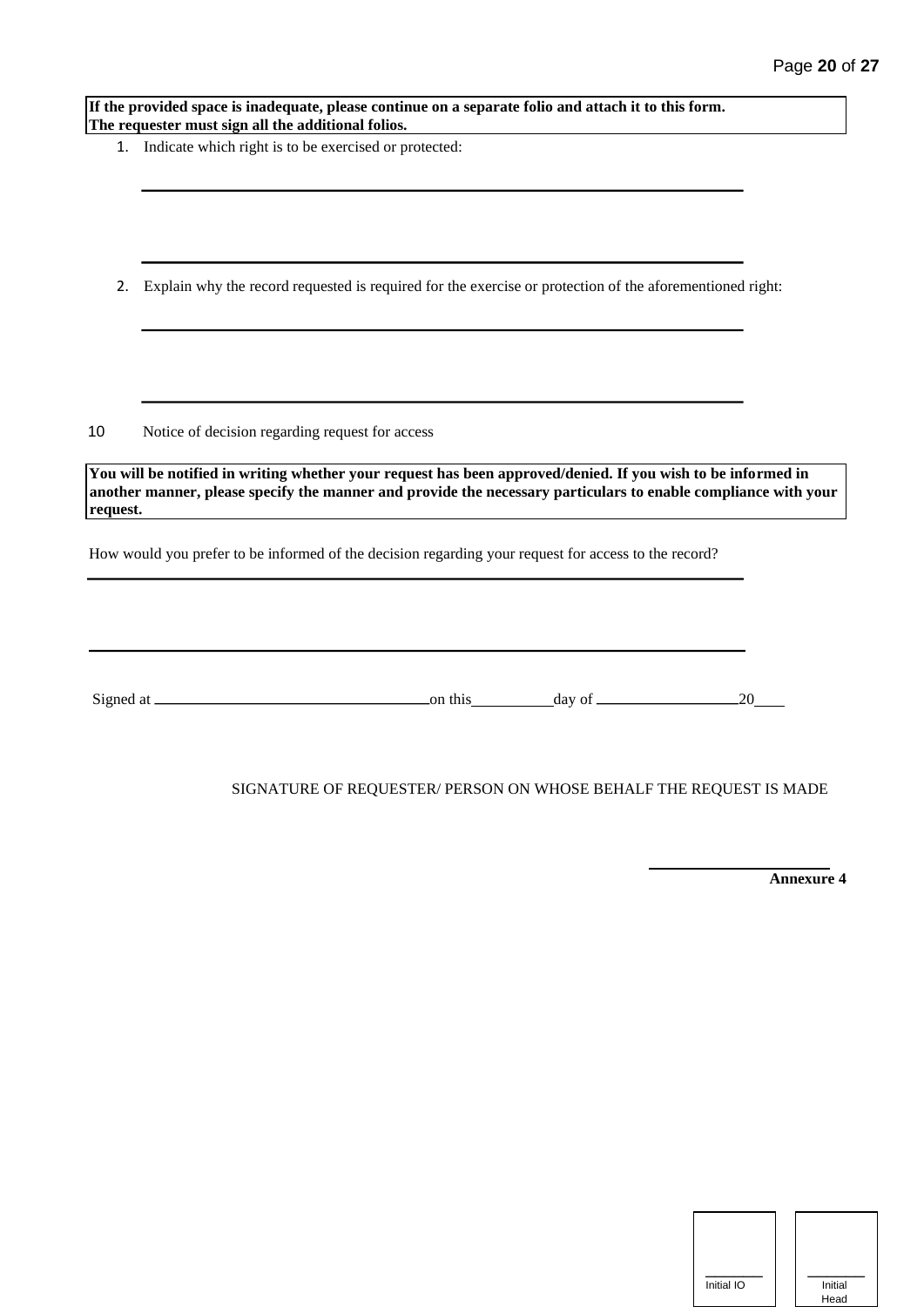**If the provided space is inadequate, please continue on a separate folio and attach it to this form. The requester must sign all the additional folios.**

1. Indicate which right is to be exercised or protected:

_______________________________________________

_______________________________________________

2. Explain why the record requested is required for the exercise or protection of the aforementioned right:

_______________________________________________

_______________________________________________

10 Notice of decision regarding request for access

**You will be notified in writing whether your request has been approved/denied. If you wish to be informed in another manner, please specify the manner and provide the necessary particulars to enable compliance with your request.**

How would you prefer to be informed of the decision regarding your request for access to the record?

_______________________________________________

_______________________________________________

Signed at ____________________ on this __________ day of __________ 20____

SIGNATURE OF REQUESTER/ PERSON ON WHOSE BEHALF THE REQUEST IS MADE

**Annexure 4**

Initial IO

Initial Head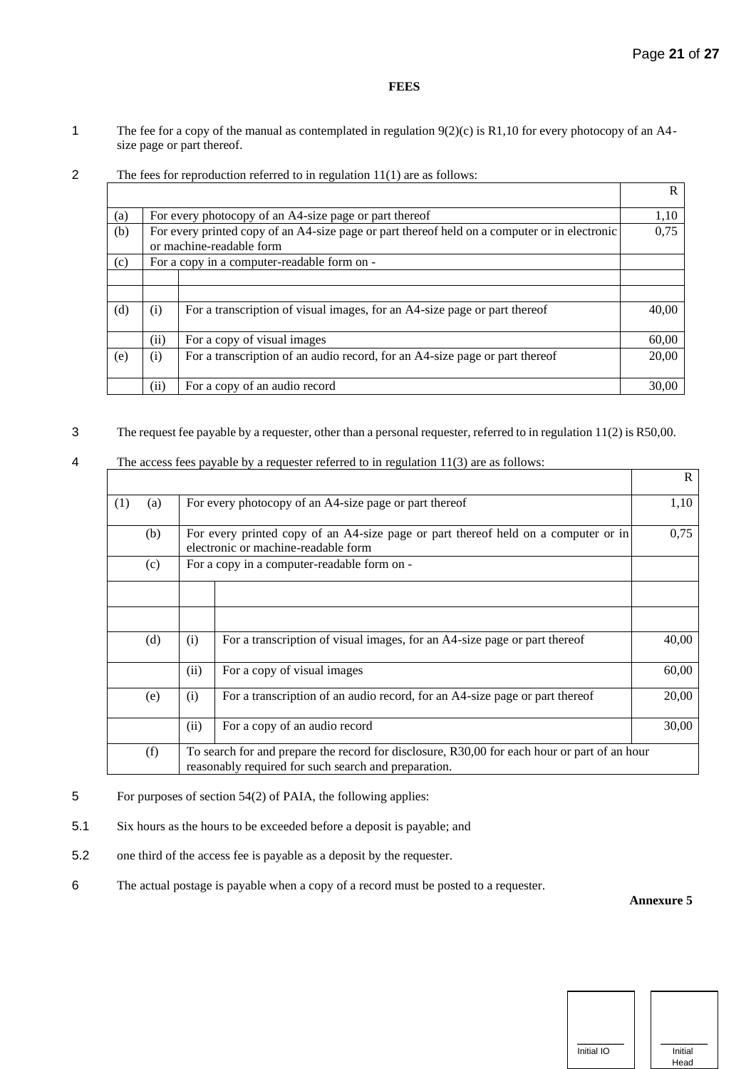**FEES**

1 The fee for a copy of the manual as contemplated in regulation 9(2)(c) is R1,10 for every photocopy of an A4-size page or part thereof.

2 The fees for reproduction referred to in regulation 11(1) are as follows:

| | | | R |
|---|---|---|---|
| (a) | For every photocopy of an A4-size page or part thereof | | 1,10 |
| (b) | For every printed copy of an A4-size page or part thereof held on a computer or in electronic or machine-readable form | | 0,75 |
| (c) | For a copy in a computer-readable form on - | | |
| | | | |
| | | | |
| (d) | (i) | For a transcription of visual images, for an A4-size page or part thereof | 40,00 |
| | (ii) | For a copy of visual images | 60,00 |
| (e) | (i) | For a transcription of an audio record, for an A4-size page or part thereof | 20,00 |
| | (ii) | For a copy of an audio record | 30,00 |

3 The request fee payable by a requester, other than a personal requester, referred to in regulation 11(2) is R50,00.

4 The access fees payable by a requester referred to in regulation 11(3) are as follows:

| | | | R |
|---|---|---|---|
| (1) (a) | For every photocopy of an A4-size page or part thereof | | 1,10 |
| (b) | For every printed copy of an A4-size page or part thereof held on a computer or in electronic or machine-readable form | | 0,75 |
| (c) | For a copy in a computer-readable form on - | | |
| | | | |
| | | | |
| (d) | (i) | For a transcription of visual images, for an A4-size page or part thereof | 40,00 |
| | (ii) | For a copy of visual images | 60,00 |
| (e) | (i) | For a transcription of an audio record, for an A4-size page or part thereof | 20,00 |
| | (ii) | For a copy of an audio record | 30,00 |
| (f) | To search for and prepare the record for disclosure, R30,00 for each hour or part of an hour reasonably required for such search and preparation. | | |

5 For purposes of section 54(2) of PAIA, the following applies:

5.1 Six hours as the hours to be exceeded before a deposit is payable; and

5.2 one third of the access fee is payable as a deposit by the requester.

6 The actual postage is payable when a copy of a record must be posted to a requester.

**Annexure 5**

Initial IO

Initial Head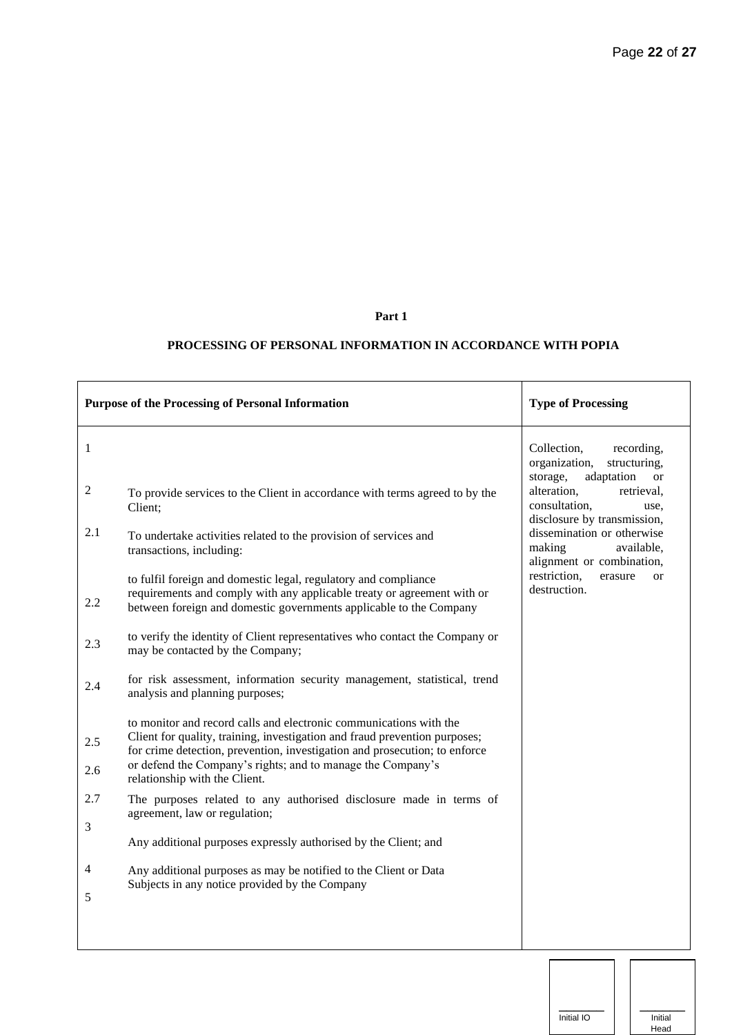**Part 1**

**PROCESSING OF PERSONAL INFORMATION IN ACCORDANCE WITH POPIA**

| **Purpose of the Processing of Personal Information** | | **Type of Processing** |
|---|---|---|
| 1 | | Collection, recording, organization, structuring, storage, adaptation or alteration, retrieval, consultation, use, disclosure by transmission, dissemination or otherwise making available, alignment or combination, restriction, erasure or destruction. |
| 2 | To provide services to the Client in accordance with terms agreed to by the Client; | |
| 2.1 | To undertake activities related to the provision of services and transactions, including: | |
| 2.2 | to fulfil foreign and domestic legal, regulatory and compliance requirements and comply with any applicable treaty or agreement with or between foreign and domestic governments applicable to the Company | |
| 2.3 | to verify the identity of Client representatives who contact the Company or may be contacted by the Company; | |
| 2.4 | for risk assessment, information security management, statistical, trend analysis and planning purposes; | |
| 2.5 | to monitor and record calls and electronic communications with the Client for quality, training, investigation and fraud prevention purposes; | |
| 2.6 | for crime detection, prevention, investigation and prosecution; to enforce or defend the Company's rights; and to manage the Company's relationship with the Client. | |
| 2.7 | The purposes related to any authorised disclosure made in terms of agreement, law or regulation; | |
| 3 | Any additional purposes expressly authorised by the Client; and | |
| 4 | Any additional purposes as may be notified to the Client or Data Subjects in any notice provided by the Company | |
| 5 | | |

Initial IO

Initial Head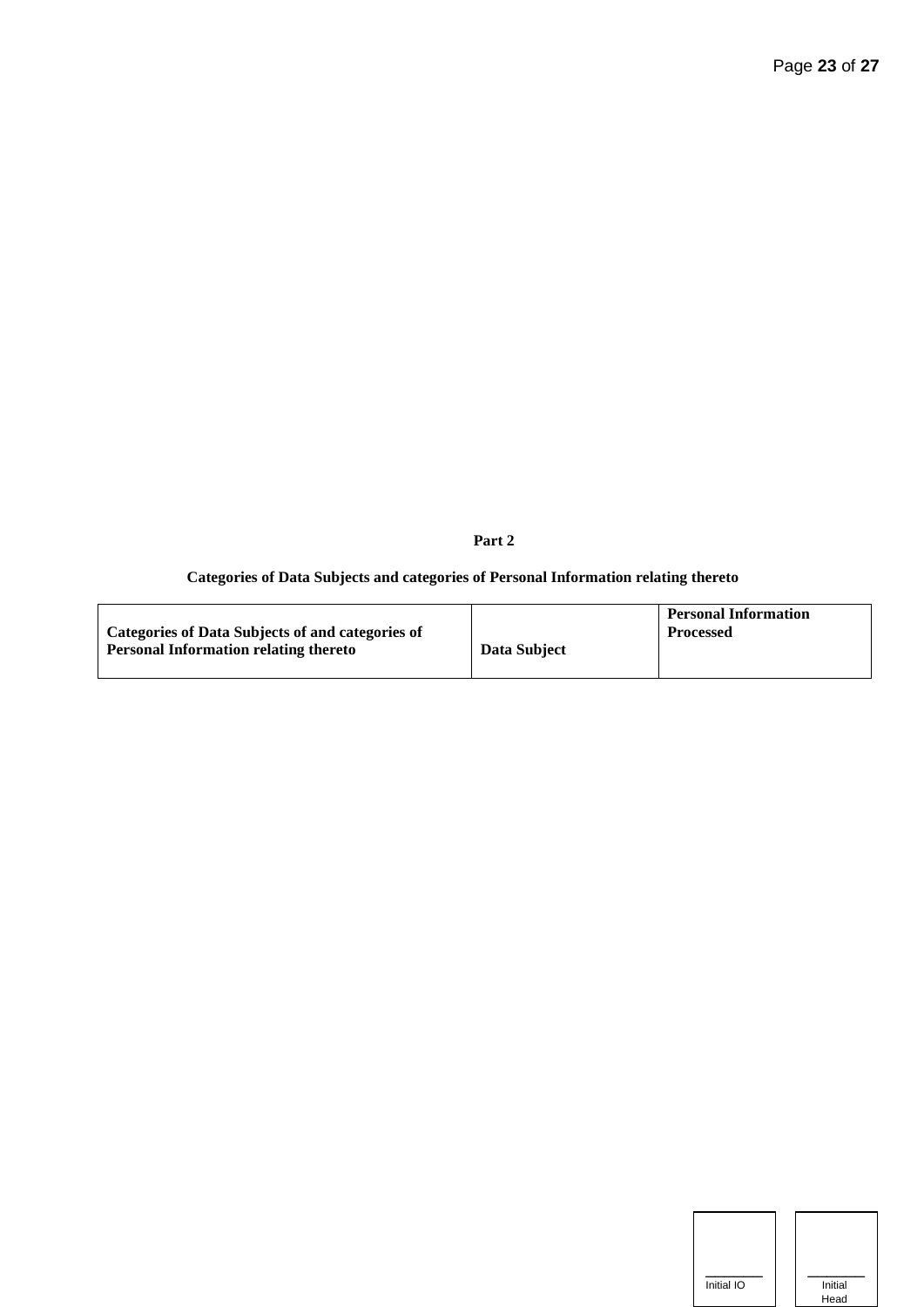**Part 2**

**Categories of Data Subjects and categories of Personal Information relating thereto**

| Categories of Data Subjects of and categories of Personal Information relating thereto | Data Subject | Personal Information Processed |
|---|---|---|

Initial IO

Initial Head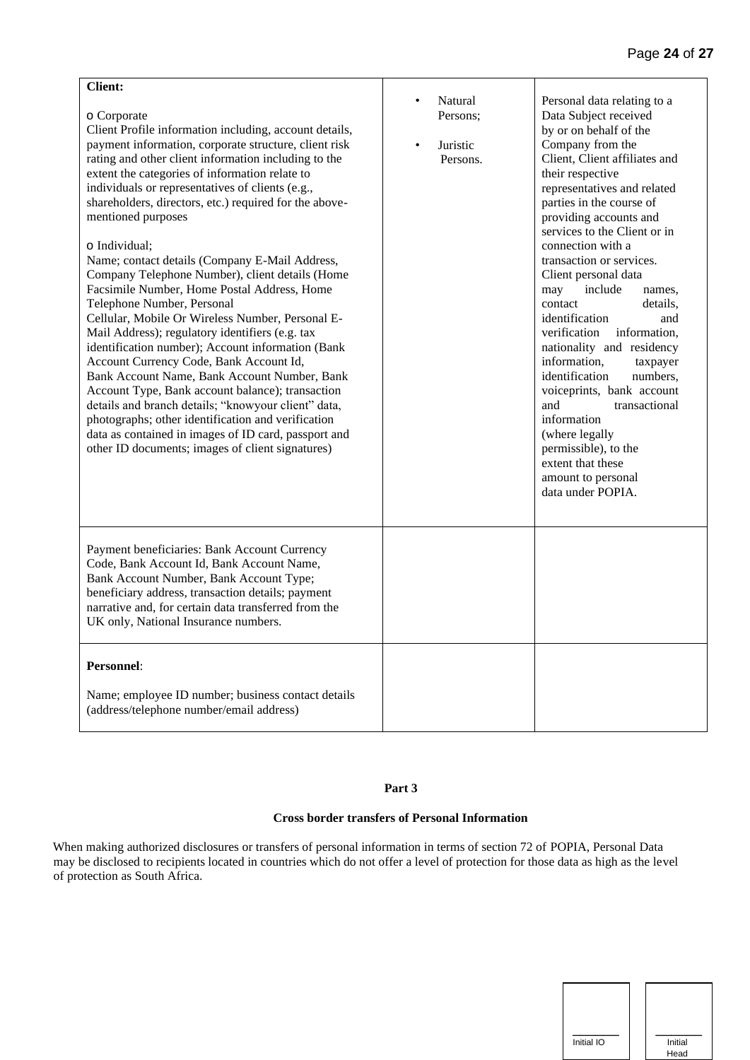| | | |
|---|---|---|
| **Client:**<br><br>o Corporate<br>Client Profile information including, account details, payment information, corporate structure, client risk rating and other client information including to the extent the categories of information relate to individuals or representatives of clients (e.g., shareholders, directors, etc.) required for the above-mentioned purposes<br><br>o Individual;<br>Name; contact details (Company E-Mail Address, Company Telephone Number), client details (Home Facsimile Number, Home Postal Address, Home Telephone Number, Personal Cellular, Mobile Or Wireless Number, Personal E-Mail Address); regulatory identifiers (e.g. tax identification number); Account information (Bank Account Currency Code, Bank Account Id, Bank Account Name, Bank Account Number, Bank Account Type, Bank account balance); transaction details and branch details; "knowyour client" data, photographs; other identification and verification data as contained in images of ID card, passport and other ID documents; images of client signatures) | • Natural Persons;<br><br>• Juristic Persons. | Personal data relating to a Data Subject received by or on behalf of the Company from the Client, Client affiliates and their respective representatives and related parties in the course of providing accounts and services to the Client or in connection with a transaction or services. Client personal data may include names, contact details, identification and verification information, nationality and residency information, taxpayer identification numbers, voiceprints, bank account and transactional information (where legally permissible), to the extent that these amount to personal data under POPIA. |
| Payment beneficiaries: Bank Account Currency Code, Bank Account Id, Bank Account Name, Bank Account Number, Bank Account Type; beneficiary address, transaction details; payment narrative and, for certain data transferred from the UK only, National Insurance numbers. | | |
| **Personnel**:<br><br>Name; employee ID number; business contact details (address/telephone number/email address) | | |

**Part 3**

**Cross border transfers of Personal Information**

When making authorized disclosures or transfers of personal information in terms of section 72 of POPIA, Personal Data may be disclosed to recipients located in countries which do not offer a level of protection for those data as high as the level of protection as South Africa.

Initial IO

Initial Head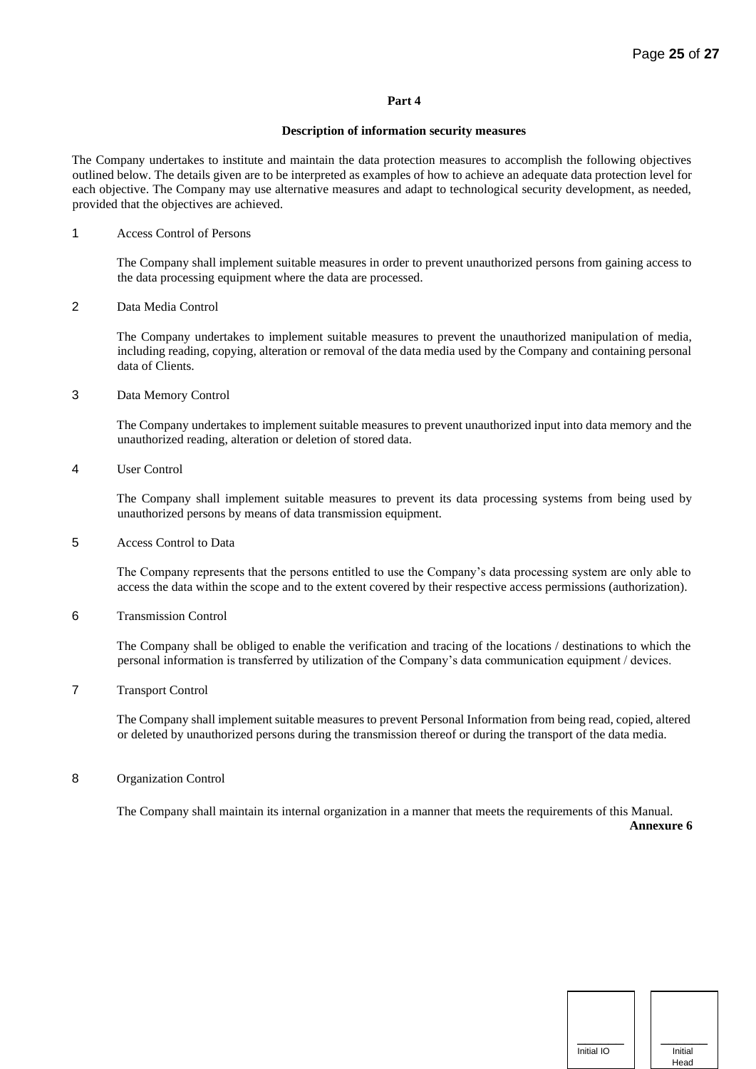**Part 4**

**Description of information security measures**

The Company undertakes to institute and maintain the data protection measures to accomplish the following objectives outlined below. The details given are to be interpreted as examples of how to achieve an adequate data protection level for each objective. The Company may use alternative measures and adapt to technological security development, as needed, provided that the objectives are achieved.

1 Access Control of Persons

The Company shall implement suitable measures in order to prevent unauthorized persons from gaining access to the data processing equipment where the data are processed.

2 Data Media Control

The Company undertakes to implement suitable measures to prevent the unauthorized manipulation of media, including reading, copying, alteration or removal of the data media used by the Company and containing personal data of Clients.

3 Data Memory Control

The Company undertakes to implement suitable measures to prevent unauthorized input into data memory and the unauthorized reading, alteration or deletion of stored data.

4 User Control

The Company shall implement suitable measures to prevent its data processing systems from being used by unauthorized persons by means of data transmission equipment.

5 Access Control to Data

The Company represents that the persons entitled to use the Company's data processing system are only able to access the data within the scope and to the extent covered by their respective access permissions (authorization).

6 Transmission Control

The Company shall be obliged to enable the verification and tracing of the locations / destinations to which the personal information is transferred by utilization of the Company's data communication equipment / devices.

7 Transport Control

The Company shall implement suitable measures to prevent Personal Information from being read, copied, altered or deleted by unauthorized persons during the transmission thereof or during the transport of the data media.

8 Organization Control

The Company shall maintain its internal organization in a manner that meets the requirements of this Manual.

**Annexure 6**

Initial IO

Initial Head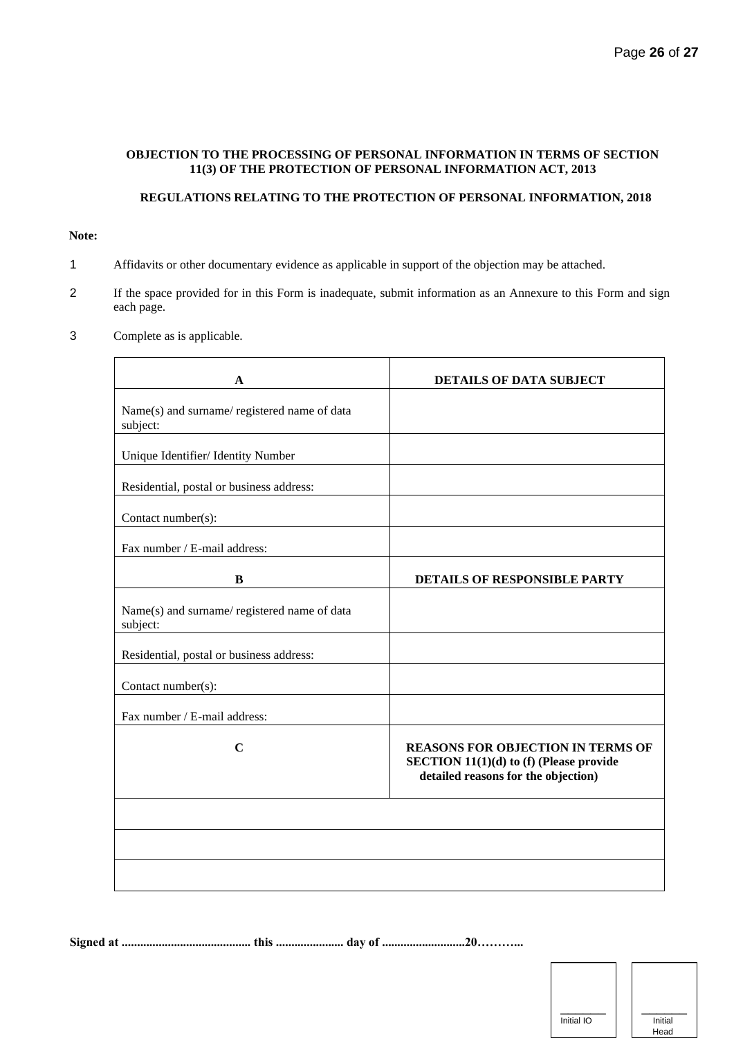**OBJECTION TO THE PROCESSING OF PERSONAL INFORMATION IN TERMS OF SECTION 11(3) OF THE PROTECTION OF PERSONAL INFORMATION ACT, 2013**

**REGULATIONS RELATING TO THE PROTECTION OF PERSONAL INFORMATION, 2018**

**Note:**

1. Affidavits or other documentary evidence as applicable in support of the objection may be attached.
2. If the space provided for in this Form is inadequate, submit information as an Annexure to this Form and sign each page.
3. Complete as is applicable.

| | |
|---|---|
| **A** | **DETAILS OF DATA SUBJECT** |
| Name(s) and surname/ registered name of data subject: | |
| Unique Identifier/ Identity Number | |
| Residential, postal or business address: | |
| Contact number(s): | |
| Fax number / E-mail address: | |
| **B** | **DETAILS OF RESPONSIBLE PARTY** |
| Name(s) and surname/ registered name of data subject: | |
| Residential, postal or business address: | |
| Contact number(s): | |
| Fax number / E-mail address: | |
| **C** | **REASONS FOR OBJECTION IN TERMS OF SECTION 11(1)(d) to (f) (Please provide detailed reasons for the objection)** |
| | |
| | |
| | |

**Signed at .......................................... this ...................... day of ...........................20………..**

| | |
|---|---|
| Initial IO | Initial Head |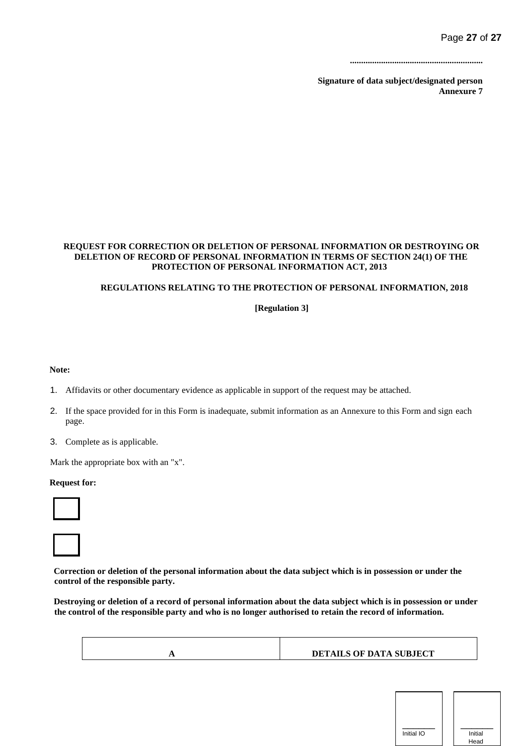...........................................................

**Signature of data subject/designated person**
**Annexure 7**

**REQUEST FOR CORRECTION OR DELETION OF PERSONAL INFORMATION OR DESTROYING OR DELETION OF RECORD OF PERSONAL INFORMATION IN TERMS OF SECTION 24(1) OF THE PROTECTION OF PERSONAL INFORMATION ACT, 2013**

**REGULATIONS RELATING TO THE PROTECTION OF PERSONAL INFORMATION, 2018**

**[Regulation 3]**

**Note:**

1. Affidavits or other documentary evidence as applicable in support of the request may be attached.
2. If the space provided for in this Form is inadequate, submit information as an Annexure to this Form and sign each page.
3. Complete as is applicable.

Mark the appropriate box with an "x".

**Request for:**

☐ **Correction or deletion of the personal information about the data subject which is in possession or under the control of the responsible party.**

☐ **Destroying or deletion of a record of personal information about the data subject which is in possession or under the control of the responsible party and who is no longer authorised to retain the record of information.**

| A | DETAILS OF DATA SUBJECT |
|---|---|

Initial IO | Initial Head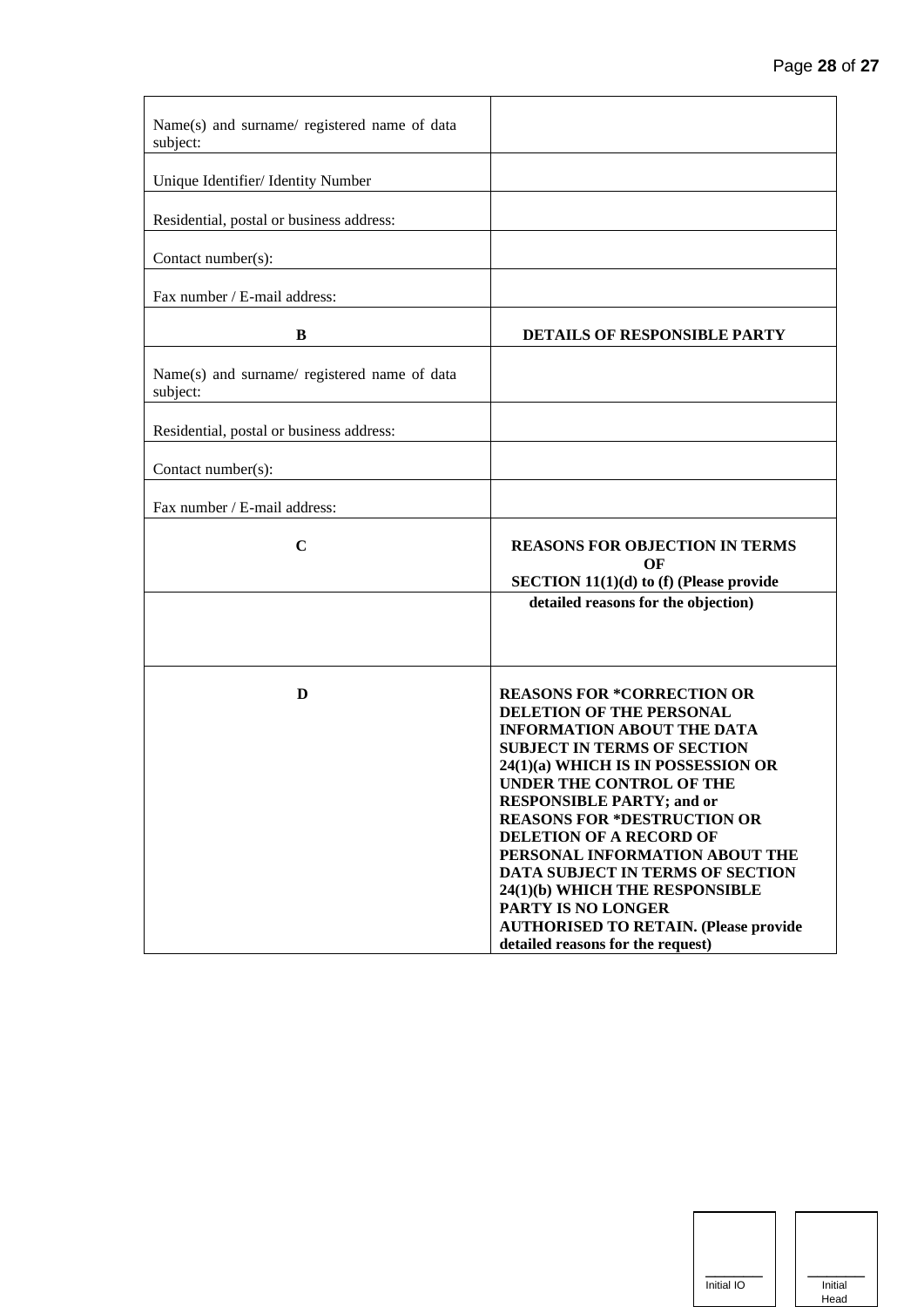| | |
|---|---|
| Name(s) and surname/ registered name of data subject: | |
| Unique Identifier/ Identity Number | |
| Residential, postal or business address: | |
| Contact number(s): | |
| Fax number / E-mail address: | |
| **B** | **DETAILS OF RESPONSIBLE PARTY** |
| Name(s) and surname/ registered name of data subject: | |
| Residential, postal or business address: | |
| Contact number(s): | |
| Fax number / E-mail address: | |
| **C** | **REASONS FOR OBJECTION IN TERMS OF SECTION 11(1)(d) to (f) (Please provide detailed reasons for the objection)** |
| | |
| **D** | **REASONS FOR *CORRECTION OR DELETION OF THE PERSONAL INFORMATION ABOUT THE DATA SUBJECT IN TERMS OF SECTION 24(1)(a) WHICH IS IN POSSESSION OR UNDER THE CONTROL OF THE RESPONSIBLE PARTY; and or REASONS FOR *DESTRUCTION OR DELETION OF A RECORD OF PERSONAL INFORMATION ABOUT THE DATA SUBJECT IN TERMS OF SECTION 24(1)(b) WHICH THE RESPONSIBLE PARTY IS NO LONGER AUTHORISED TO RETAIN. (Please provide detailed reasons for the request)** |

| | |
|---|---|
| ________ Initial IO | ________ Initial Head |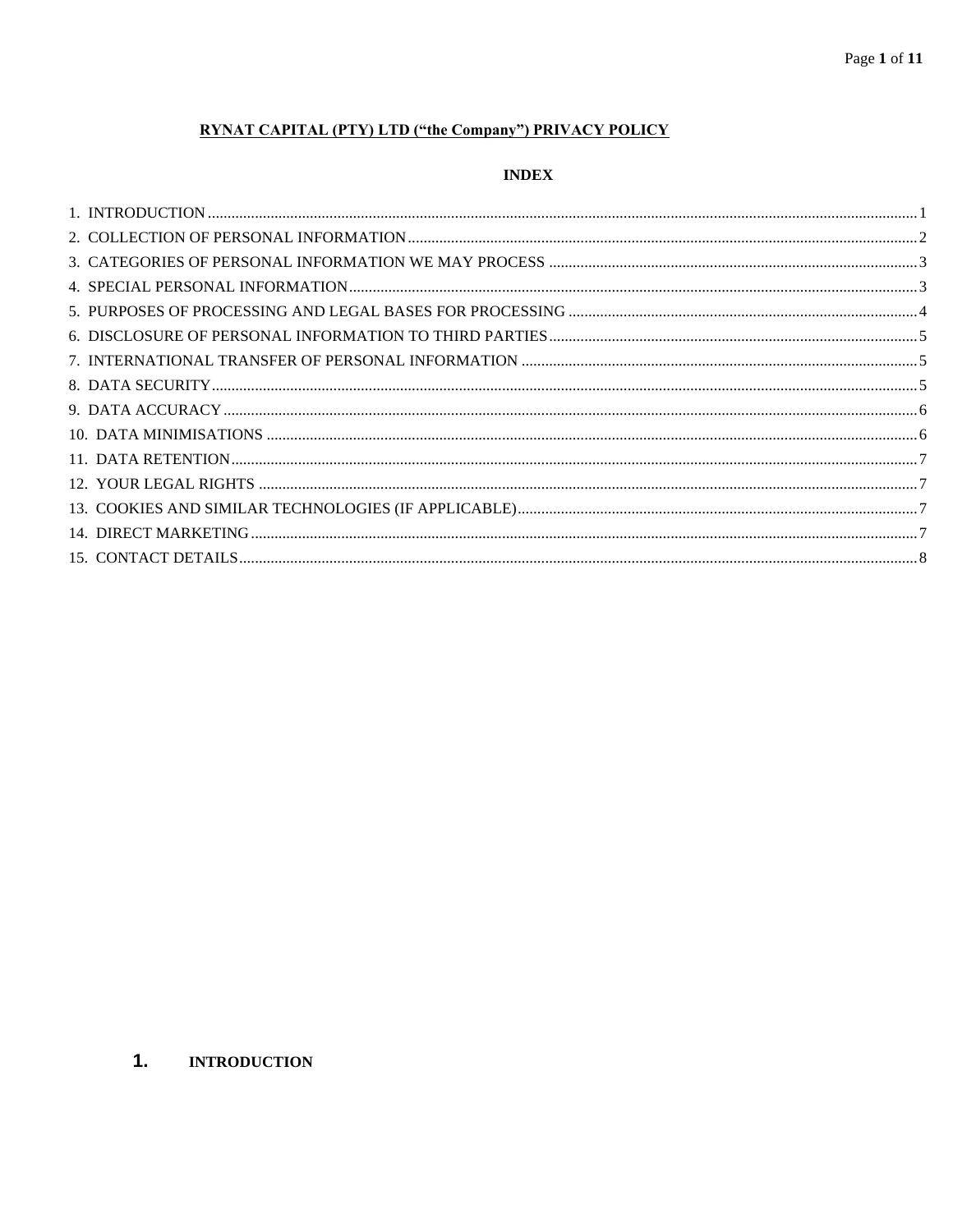# RYNAT CAPITAL (PTY) LTD ("the Company") PRIVACY POLICY

**INDEX**

1. INTRODUCTION ........ 1
2. COLLECTION OF PERSONAL INFORMATION ........ 2
3. CATEGORIES OF PERSONAL INFORMATION WE MAY PROCESS ........ 3
4. SPECIAL PERSONAL INFORMATION ........ 3
5. PURPOSES OF PROCESSING AND LEGAL BASES FOR PROCESSING ........ 4
6. DISCLOSURE OF PERSONAL INFORMATION TO THIRD PARTIES ........ 5
7. INTERNATIONAL TRANSFER OF PERSONAL INFORMATION ........ 5
8. DATA SECURITY ........ 5
9. DATA ACCURACY ........ 6
10. DATA MINIMISATIONS ........ 6
11. DATA RETENTION ........ 7
12. YOUR LEGAL RIGHTS ........ 7
13. COOKIES AND SIMILAR TECHNOLOGIES (IF APPLICABLE) ........ 7
14. DIRECT MARKETING ........ 7
15. CONTACT DETAILS ........ 8

## 1. INTRODUCTION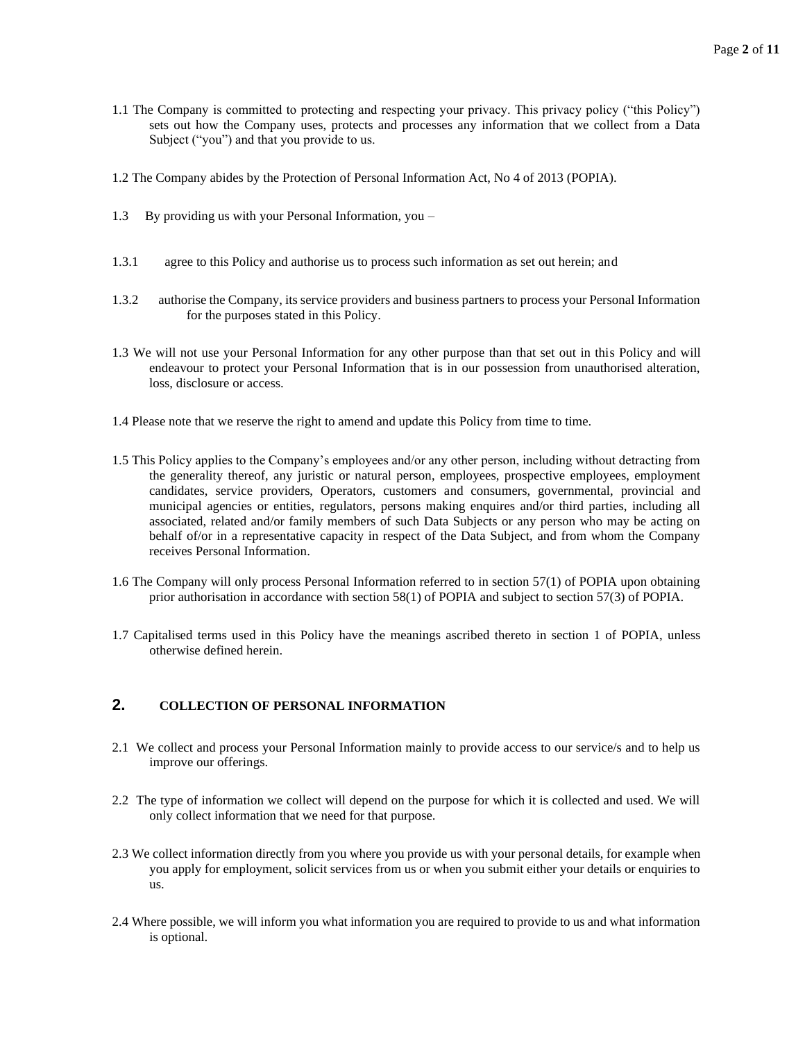1.1 The Company is committed to protecting and respecting your privacy. This privacy policy ("this Policy") sets out how the Company uses, protects and processes any information that we collect from a Data Subject ("you") and that you provide to us.

1.2 The Company abides by the Protection of Personal Information Act, No 4 of 2013 (POPIA).

1.3 By providing us with your Personal Information, you –

1.3.1 agree to this Policy and authorise us to process such information as set out herein; and

1.3.2 authorise the Company, its service providers and business partners to process your Personal Information for the purposes stated in this Policy.

1.3 We will not use your Personal Information for any other purpose than that set out in this Policy and will endeavour to protect your Personal Information that is in our possession from unauthorised alteration, loss, disclosure or access.

1.4 Please note that we reserve the right to amend and update this Policy from time to time.

1.5 This Policy applies to the Company's employees and/or any other person, including without detracting from the generality thereof, any juristic or natural person, employees, prospective employees, employment candidates, service providers, Operators, customers and consumers, governmental, provincial and municipal agencies or entities, regulators, persons making enquires and/or third parties, including all associated, related and/or family members of such Data Subjects or any person who may be acting on behalf of/or in a representative capacity in respect of the Data Subject, and from whom the Company receives Personal Information.

1.6 The Company will only process Personal Information referred to in section 57(1) of POPIA upon obtaining prior authorisation in accordance with section 58(1) of POPIA and subject to section 57(3) of POPIA.

1.7 Capitalised terms used in this Policy have the meanings ascribed thereto in section 1 of POPIA, unless otherwise defined herein.

## 2. COLLECTION OF PERSONAL INFORMATION

2.1 We collect and process your Personal Information mainly to provide access to our service/s and to help us improve our offerings.

2.2 The type of information we collect will depend on the purpose for which it is collected and used. We will only collect information that we need for that purpose.

2.3 We collect information directly from you where you provide us with your personal details, for example when you apply for employment, solicit services from us or when you submit either your details or enquiries to us.

2.4 Where possible, we will inform you what information you are required to provide to us and what information is optional.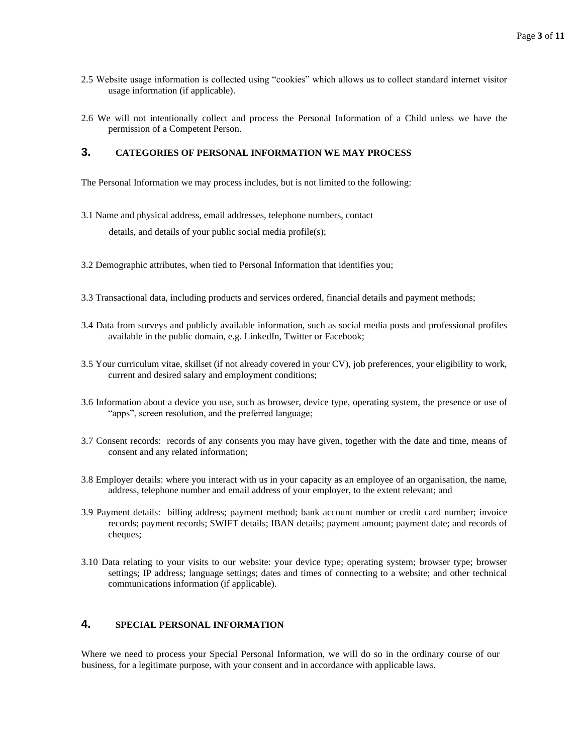2.5 Website usage information is collected using "cookies" which allows us to collect standard internet visitor usage information (if applicable).

2.6 We will not intentionally collect and process the Personal Information of a Child unless we have the permission of a Competent Person.

## 3. CATEGORIES OF PERSONAL INFORMATION WE MAY PROCESS

The Personal Information we may process includes, but is not limited to the following:

3.1 Name and physical address, email addresses, telephone numbers, contact details, and details of your public social media profile(s);

3.2 Demographic attributes, when tied to Personal Information that identifies you;

3.3 Transactional data, including products and services ordered, financial details and payment methods;

3.4 Data from surveys and publicly available information, such as social media posts and professional profiles available in the public domain, e.g. LinkedIn, Twitter or Facebook;

3.5 Your curriculum vitae, skillset (if not already covered in your CV), job preferences, your eligibility to work, current and desired salary and employment conditions;

3.6 Information about a device you use, such as browser, device type, operating system, the presence or use of "apps", screen resolution, and the preferred language;

3.7 Consent records: records of any consents you may have given, together with the date and time, means of consent and any related information;

3.8 Employer details: where you interact with us in your capacity as an employee of an organisation, the name, address, telephone number and email address of your employer, to the extent relevant; and

3.9 Payment details: billing address; payment method; bank account number or credit card number; invoice records; payment records; SWIFT details; IBAN details; payment amount; payment date; and records of cheques;

3.10 Data relating to your visits to our website: your device type; operating system; browser type; browser settings; IP address; language settings; dates and times of connecting to a website; and other technical communications information (if applicable).

## 4. SPECIAL PERSONAL INFORMATION

Where we need to process your Special Personal Information, we will do so in the ordinary course of our business, for a legitimate purpose, with your consent and in accordance with applicable laws.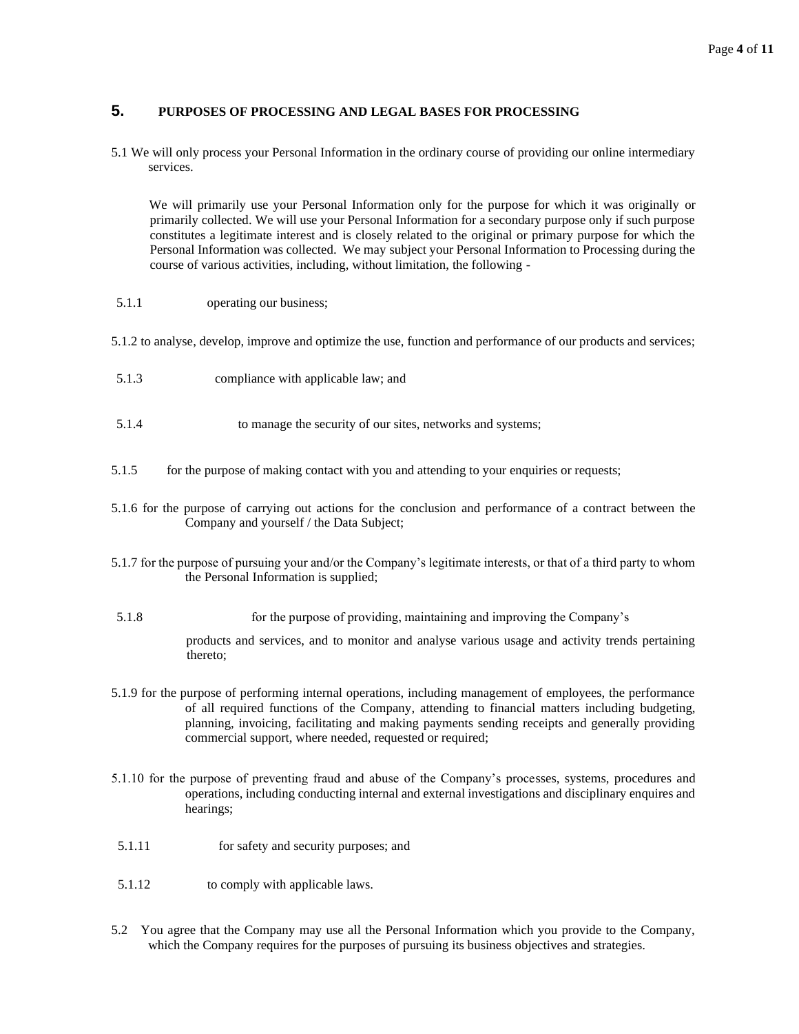## 5. PURPOSES OF PROCESSING AND LEGAL BASES FOR PROCESSING

5.1 We will only process your Personal Information in the ordinary course of providing our online intermediary services.

We will primarily use your Personal Information only for the purpose for which it was originally or primarily collected. We will use your Personal Information for a secondary purpose only if such purpose constitutes a legitimate interest and is closely related to the original or primary purpose for which the Personal Information was collected. We may subject your Personal Information to Processing during the course of various activities, including, without limitation, the following -

5.1.1 operating our business;

5.1.2 to analyse, develop, improve and optimize the use, function and performance of our products and services;

5.1.3 compliance with applicable law; and

5.1.4 to manage the security of our sites, networks and systems;

5.1.5 for the purpose of making contact with you and attending to your enquiries or requests;

5.1.6 for the purpose of carrying out actions for the conclusion and performance of a contract between the Company and yourself / the Data Subject;

5.1.7 for the purpose of pursuing your and/or the Company's legitimate interests, or that of a third party to whom the Personal Information is supplied;

5.1.8 for the purpose of providing, maintaining and improving the Company's products and services, and to monitor and analyse various usage and activity trends pertaining thereto;

5.1.9 for the purpose of performing internal operations, including management of employees, the performance of all required functions of the Company, attending to financial matters including budgeting, planning, invoicing, facilitating and making payments sending receipts and generally providing commercial support, where needed, requested or required;

5.1.10 for the purpose of preventing fraud and abuse of the Company's processes, systems, procedures and operations, including conducting internal and external investigations and disciplinary enquires and hearings;

5.1.11 for safety and security purposes; and

5.1.12 to comply with applicable laws.

5.2 You agree that the Company may use all the Personal Information which you provide to the Company, which the Company requires for the purposes of pursuing its business objectives and strategies.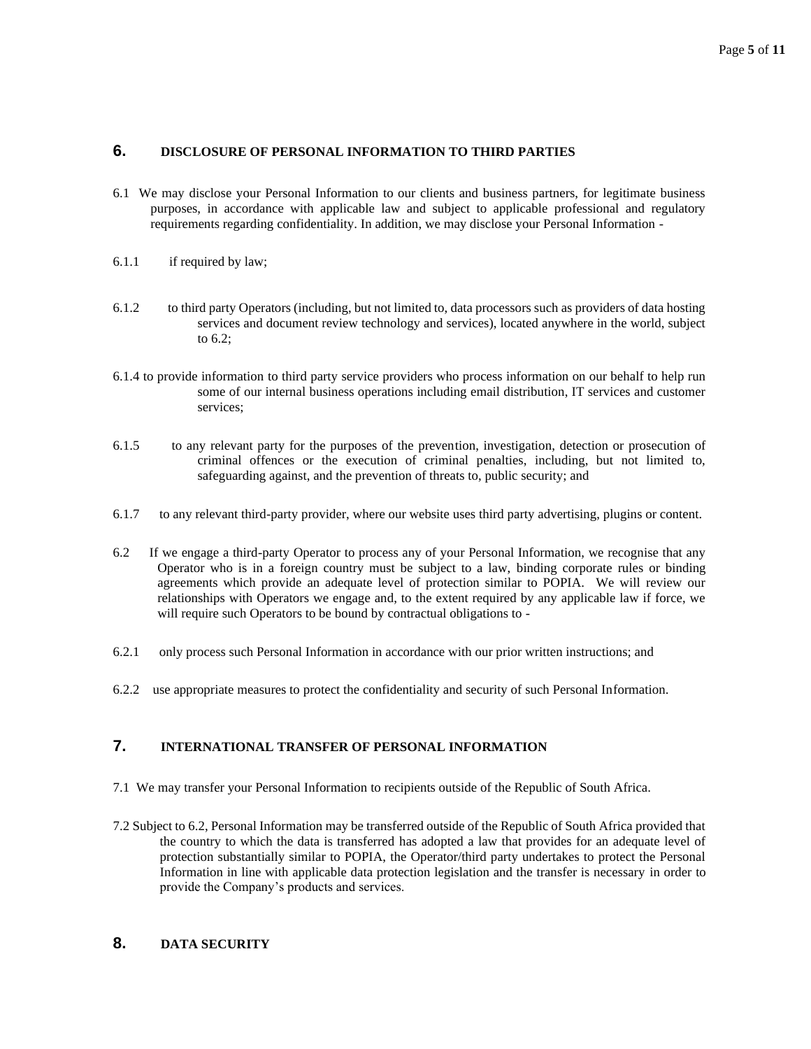## 6. DISCLOSURE OF PERSONAL INFORMATION TO THIRD PARTIES

6.1 We may disclose your Personal Information to our clients and business partners, for legitimate business purposes, in accordance with applicable law and subject to applicable professional and regulatory requirements regarding confidentiality. In addition, we may disclose your Personal Information -

6.1.1 if required by law;

6.1.2 to third party Operators (including, but not limited to, data processors such as providers of data hosting services and document review technology and services), located anywhere in the world, subject to 6.2;

6.1.4 to provide information to third party service providers who process information on our behalf to help run some of our internal business operations including email distribution, IT services and customer services;

6.1.5 to any relevant party for the purposes of the prevention, investigation, detection or prosecution of criminal offences or the execution of criminal penalties, including, but not limited to, safeguarding against, and the prevention of threats to, public security; and

6.1.7 to any relevant third-party provider, where our website uses third party advertising, plugins or content.

6.2 If we engage a third-party Operator to process any of your Personal Information, we recognise that any Operator who is in a foreign country must be subject to a law, binding corporate rules or binding agreements which provide an adequate level of protection similar to POPIA. We will review our relationships with Operators we engage and, to the extent required by any applicable law if force, we will require such Operators to be bound by contractual obligations to -

6.2.1 only process such Personal Information in accordance with our prior written instructions; and

6.2.2 use appropriate measures to protect the confidentiality and security of such Personal Information.

## 7. INTERNATIONAL TRANSFER OF PERSONAL INFORMATION

7.1 We may transfer your Personal Information to recipients outside of the Republic of South Africa.

7.2 Subject to 6.2, Personal Information may be transferred outside of the Republic of South Africa provided that the country to which the data is transferred has adopted a law that provides for an adequate level of protection substantially similar to POPIA, the Operator/third party undertakes to protect the Personal Information in line with applicable data protection legislation and the transfer is necessary in order to provide the Company's products and services.

## 8. DATA SECURITY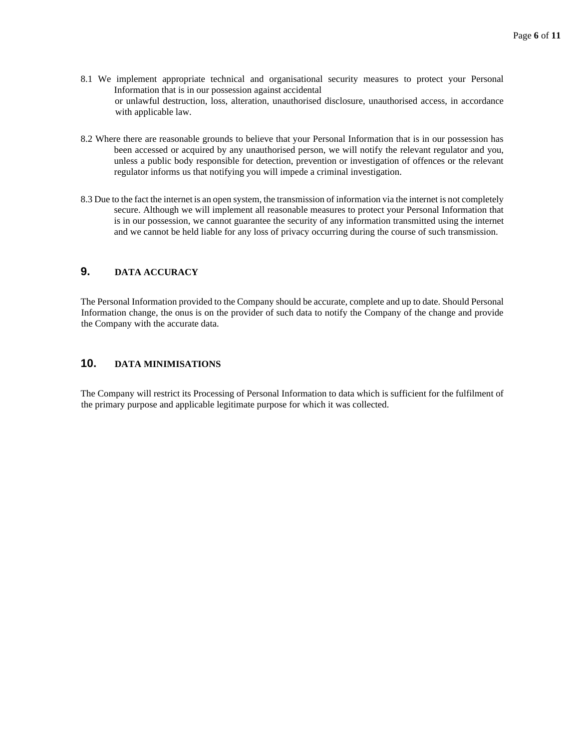8.1 We implement appropriate technical and organisational security measures to protect your Personal Information that is in our possession against accidental or unlawful destruction, loss, alteration, unauthorised disclosure, unauthorised access, in accordance with applicable law.

8.2 Where there are reasonable grounds to believe that your Personal Information that is in our possession has been accessed or acquired by any unauthorised person, we will notify the relevant regulator and you, unless a public body responsible for detection, prevention or investigation of offences or the relevant regulator informs us that notifying you will impede a criminal investigation.

8.3 Due to the fact the internet is an open system, the transmission of information via the internet is not completely secure. Although we will implement all reasonable measures to protect your Personal Information that is in our possession, we cannot guarantee the security of any information transmitted using the internet and we cannot be held liable for any loss of privacy occurring during the course of such transmission.

## 9. DATA ACCURACY

The Personal Information provided to the Company should be accurate, complete and up to date. Should Personal Information change, the onus is on the provider of such data to notify the Company of the change and provide the Company with the accurate data.

## 10. DATA MINIMISATIONS

The Company will restrict its Processing of Personal Information to data which is sufficient for the fulfilment of the primary purpose and applicable legitimate purpose for which it was collected.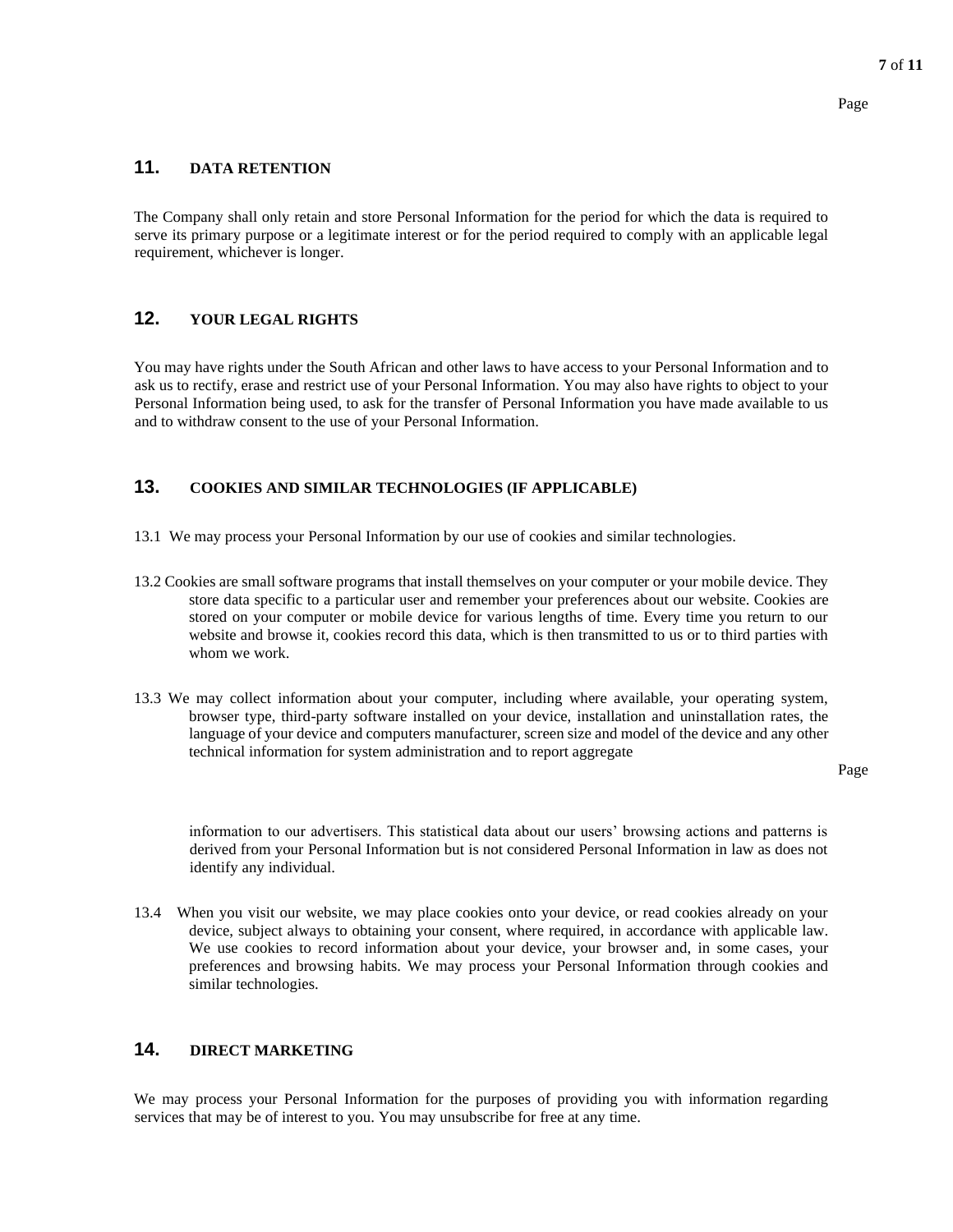## 11. DATA RETENTION

The Company shall only retain and store Personal Information for the period for which the data is required to serve its primary purpose or a legitimate interest or for the period required to comply with an applicable legal requirement, whichever is longer.

## 12. YOUR LEGAL RIGHTS

You may have rights under the South African and other laws to have access to your Personal Information and to ask us to rectify, erase and restrict use of your Personal Information. You may also have rights to object to your Personal Information being used, to ask for the transfer of Personal Information you have made available to us and to withdraw consent to the use of your Personal Information.

## 13. COOKIES AND SIMILAR TECHNOLOGIES (IF APPLICABLE)

13.1 We may process your Personal Information by our use of cookies and similar technologies.

13.2 Cookies are small software programs that install themselves on your computer or your mobile device. They store data specific to a particular user and remember your preferences about our website. Cookies are stored on your computer or mobile device for various lengths of time. Every time you return to our website and browse it, cookies record this data, which is then transmitted to us or to third parties with whom we work.

13.3 We may collect information about your computer, including where available, your operating system, browser type, third-party software installed on your device, installation and uninstallation rates, the language of your device and computers manufacturer, screen size and model of the device and any other technical information for system administration and to report aggregate information to our advertisers. This statistical data about our users' browsing actions and patterns is derived from your Personal Information but is not considered Personal Information in law as does not identify any individual.

13.4 When you visit our website, we may place cookies onto your device, or read cookies already on your device, subject always to obtaining your consent, where required, in accordance with applicable law. We use cookies to record information about your device, your browser and, in some cases, your preferences and browsing habits. We may process your Personal Information through cookies and similar technologies.

## 14. DIRECT MARKETING

We may process your Personal Information for the purposes of providing you with information regarding services that may be of interest to you. You may unsubscribe for free at any time.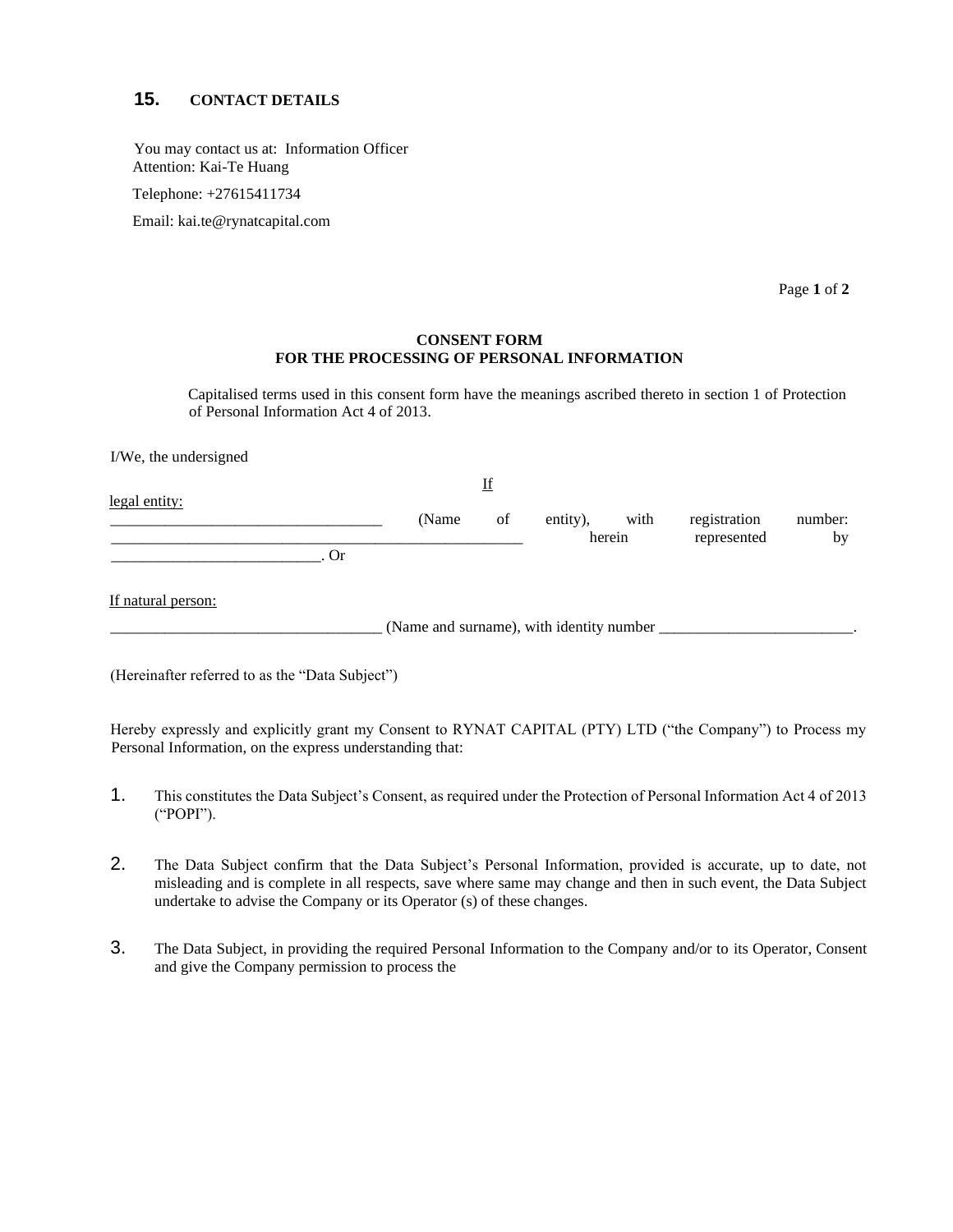## 15. CONTACT DETAILS

You may contact us at: Information Officer
Attention: Kai-Te Huang

Telephone: +27615411734

Email: kai.te@rynatcapital.com

**CONSENT FORM**
**FOR THE PROCESSING OF PERSONAL INFORMATION**

Capitalised terms used in this consent form have the meanings ascribed thereto in section 1 of Protection of Personal Information Act 4 of 2013.

I/We, the undersigned

If legal entity:

__________________________________ (Name of entity), with registration number: ___________________________________________________ herein represented by __________________________. Or

If natural person:

__________________________________ (Name and surname), with identity number ________________________.

(Hereinafter referred to as the "Data Subject")

Hereby expressly and explicitly grant my Consent to RYNAT CAPITAL (PTY) LTD ("the Company") to Process my Personal Information, on the express understanding that:

1. This constitutes the Data Subject's Consent, as required under the Protection of Personal Information Act 4 of 2013 ("POPI").

2. The Data Subject confirm that the Data Subject's Personal Information, provided is accurate, up to date, not misleading and is complete in all respects, save where same may change and then in such event, the Data Subject undertake to advise the Company or its Operator (s) of these changes.

3. The Data Subject, in providing the required Personal Information to the Company and/or to its Operator, Consent and give the Company permission to process the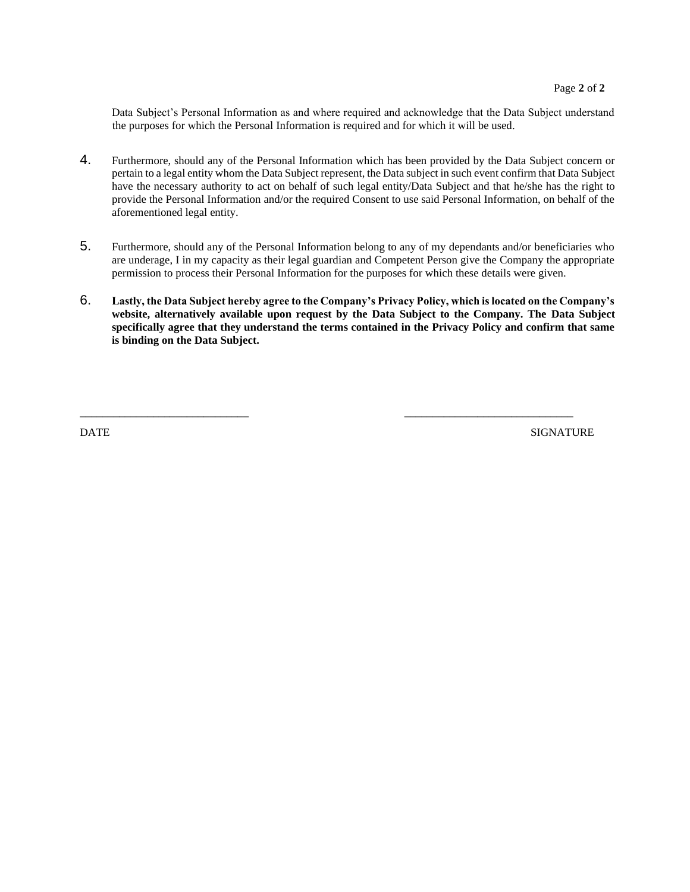Data Subject's Personal Information as and where required and acknowledge that the Data Subject understand the purposes for which the Personal Information is required and for which it will be used.

4. Furthermore, should any of the Personal Information which has been provided by the Data Subject concern or pertain to a legal entity whom the Data Subject represent, the Data subject in such event confirm that Data Subject have the necessary authority to act on behalf of such legal entity/Data Subject and that he/she has the right to provide the Personal Information and/or the required Consent to use said Personal Information, on behalf of the aforementioned legal entity.

5. Furthermore, should any of the Personal Information belong to any of my dependants and/or beneficiaries who are underage, I in my capacity as their legal guardian and Competent Person give the Company the appropriate permission to process their Personal Information for the purposes for which these details were given.

6. **Lastly, the Data Subject hereby agree to the Company's Privacy Policy, which is located on the Company's website, alternatively available upon request by the Data Subject to the Company. The Data Subject specifically agree that they understand the terms contained in the Privacy Policy and confirm that same is binding on the Data Subject.**

______________________________ ______________________________

DATE SIGNATURE